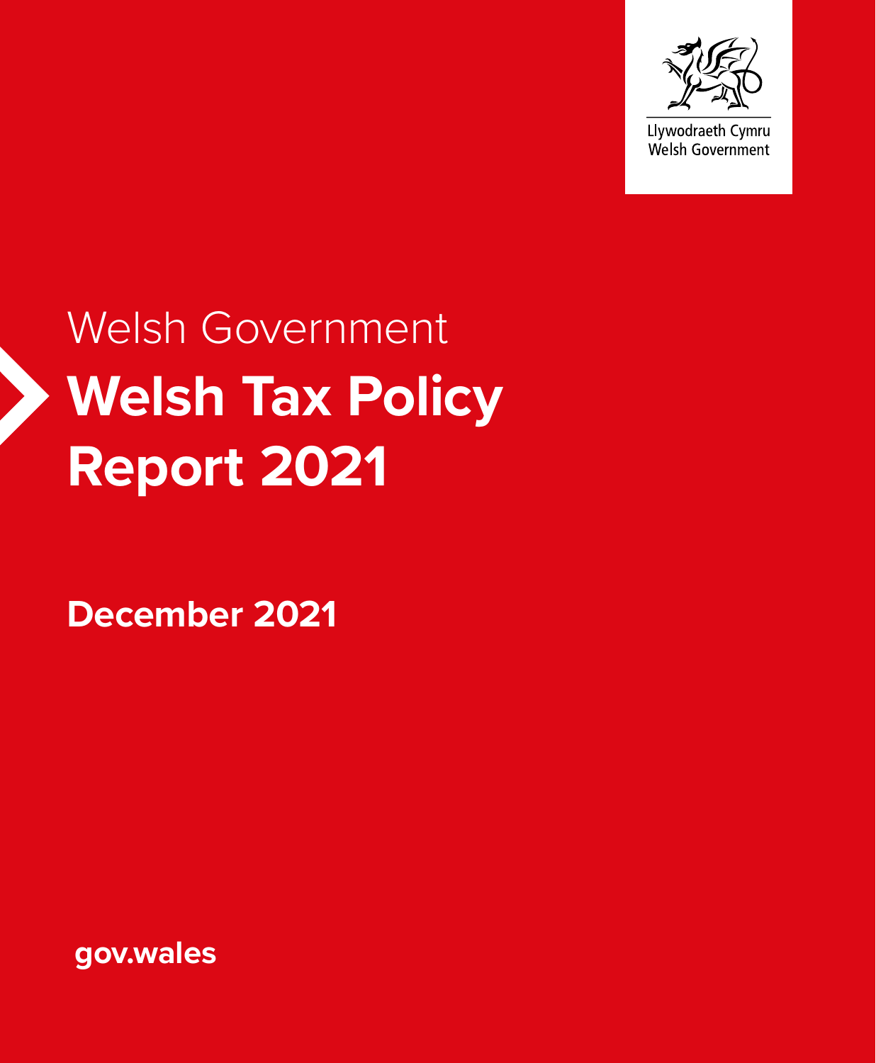Llywodraeth Cymru
Welsh Government

Welsh Government

# Welsh Tax Policy Report 2021

**December 2021**

**gov.wales**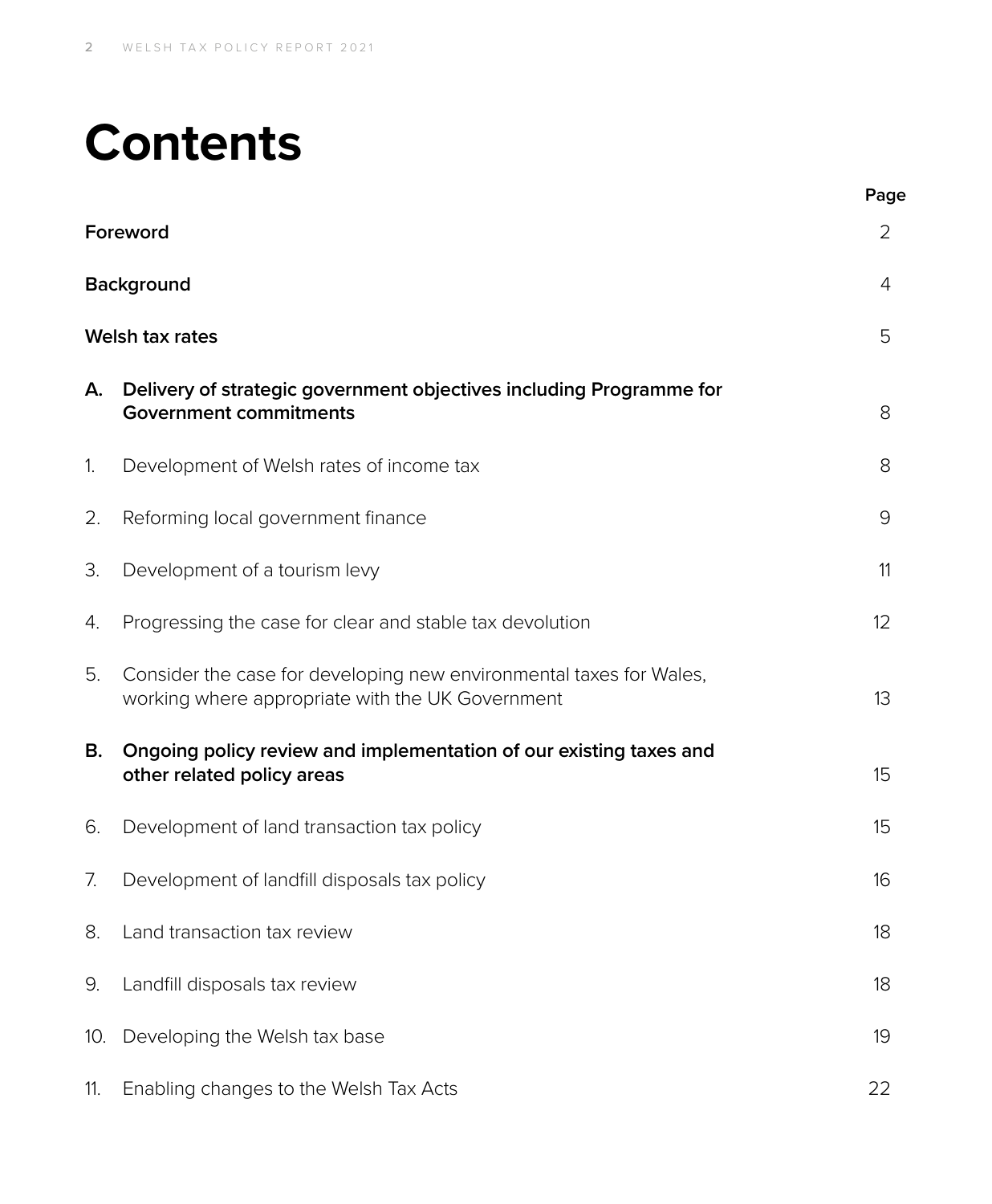# Contents

| | | Page |
|---|---|---|
| **Foreword** | | 2 |
| **Background** | | 4 |
| **Welsh tax rates** | | 5 |
| **A.** | **Delivery of strategic government objectives including Programme for Government commitments** | 8 |
| 1. | Development of Welsh rates of income tax | 8 |
| 2. | Reforming local government finance | 9 |
| 3. | Development of a tourism levy | 11 |
| 4. | Progressing the case for clear and stable tax devolution | 12 |
| 5. | Consider the case for developing new environmental taxes for Wales, working where appropriate with the UK Government | 13 |
| **B.** | **Ongoing policy review and implementation of our existing taxes and other related policy areas** | 15 |
| 6. | Development of land transaction tax policy | 15 |
| 7. | Development of landfill disposals tax policy | 16 |
| 8. | Land transaction tax review | 18 |
| 9. | Landfill disposals tax review | 18 |
| 10. | Developing the Welsh tax base | 19 |
| 11. | Enabling changes to the Welsh Tax Acts | 22 |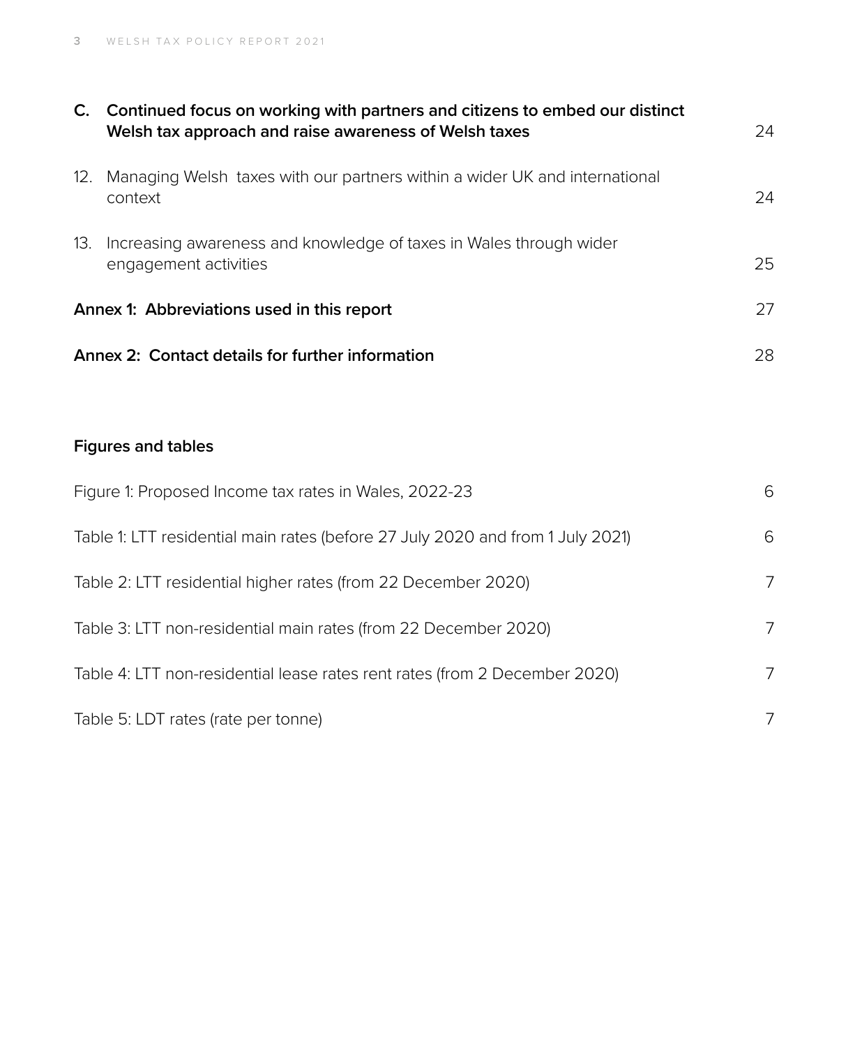**C. Continued focus on working with partners and citizens to embed our distinct Welsh tax approach and raise awareness of Welsh taxes** 24

12. Managing Welsh taxes with our partners within a wider UK and international context 24

13. Increasing awareness and knowledge of taxes in Wales through wider engagement activities 25

**Annex 1: Abbreviations used in this report** 27

**Annex 2: Contact details for further information** 28

**Figures and tables**

Figure 1: Proposed Income tax rates in Wales, 2022-23 6

Table 1: LTT residential main rates (before 27 July 2020 and from 1 July 2021) 6

Table 2: LTT residential higher rates (from 22 December 2020) 7

Table 3: LTT non-residential main rates (from 22 December 2020) 7

Table 4: LTT non-residential lease rates rent rates (from 2 December 2020) 7

Table 5: LDT rates (rate per tonne) 7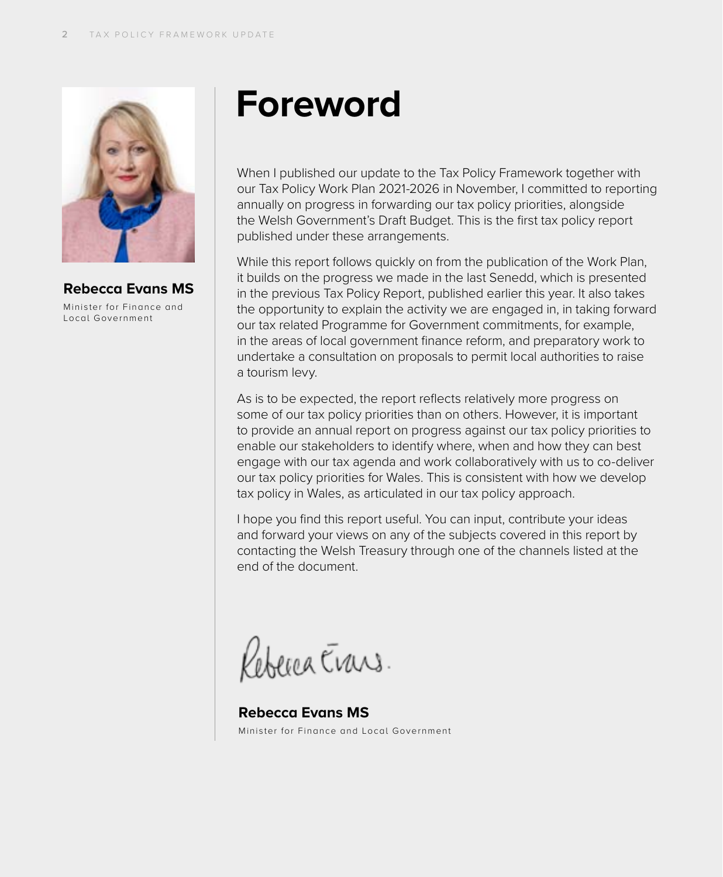# Foreword

**Rebecca Evans MS**

Minister for Finance and Local Government

When I published our update to the Tax Policy Framework together with our Tax Policy Work Plan 2021-2026 in November, I committed to reporting annually on progress in forwarding our tax policy priorities, alongside the Welsh Government's Draft Budget. This is the first tax policy report published under these arrangements.

While this report follows quickly on from the publication of the Work Plan, it builds on the progress we made in the last Senedd, which is presented in the previous Tax Policy Report, published earlier this year. It also takes the opportunity to explain the activity we are engaged in, in taking forward our tax related Programme for Government commitments, for example, in the areas of local government finance reform, and preparatory work to undertake a consultation on proposals to permit local authorities to raise a tourism levy.

As is to be expected, the report reflects relatively more progress on some of our tax policy priorities than on others. However, it is important to provide an annual report on progress against our tax policy priorities to enable our stakeholders to identify where, when and how they can best engage with our tax agenda and work collaboratively with us to co-deliver our tax policy priorities for Wales. This is consistent with how we develop tax policy in Wales, as articulated in our tax policy approach.

I hope you find this report useful. You can input, contribute your ideas and forward your views on any of the subjects covered in this report by contacting the Welsh Treasury through one of the channels listed at the end of the document.

**Rebecca Evans MS**

Minister for Finance and Local Government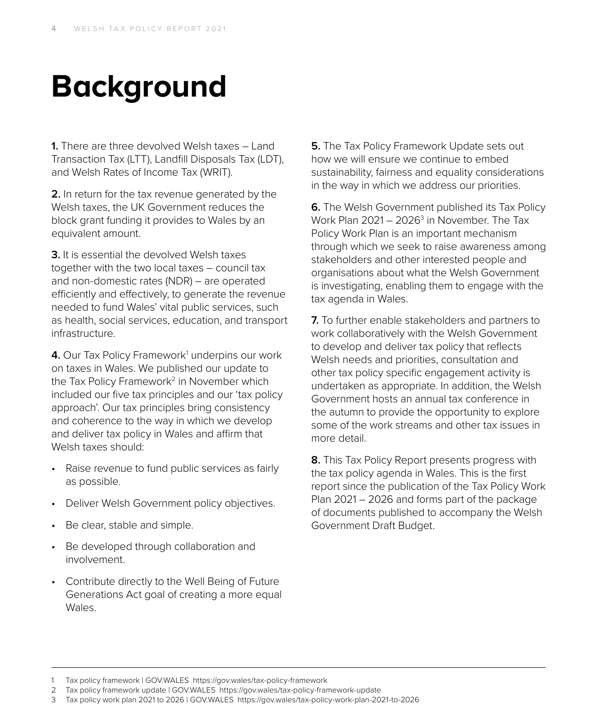# Background

**1.** There are three devolved Welsh taxes – Land Transaction Tax (LTT), Landfill Disposals Tax (LDT), and Welsh Rates of Income Tax (WRIT).

**2.** In return for the tax revenue generated by the Welsh taxes, the UK Government reduces the block grant funding it provides to Wales by an equivalent amount.

**3.** It is essential the devolved Welsh taxes together with the two local taxes – council tax and non-domestic rates (NDR) – are operated efficiently and effectively, to generate the revenue needed to fund Wales' vital public services, such as health, social services, education, and transport infrastructure.

**4.** Our Tax Policy Framework[1] underpins our work on taxes in Wales. We published our update to the Tax Policy Framework[2] in November which included our five tax principles and our 'tax policy approach'. Our tax principles bring consistency and coherence to the way in which we develop and deliver tax policy in Wales and affirm that Welsh taxes should:

- Raise revenue to fund public services as fairly as possible.
- Deliver Welsh Government policy objectives.
- Be clear, stable and simple.
- Be developed through collaboration and involvement.
- Contribute directly to the Well Being of Future Generations Act goal of creating a more equal Wales.

**5.** The Tax Policy Framework Update sets out how we will ensure we continue to embed sustainability, fairness and equality considerations in the way in which we address our priorities.

**6.** The Welsh Government published its Tax Policy Work Plan 2021 – 2026[3] in November. The Tax Policy Work Plan is an important mechanism through which we seek to raise awareness among stakeholders and other interested people and organisations about what the Welsh Government is investigating, enabling them to engage with the tax agenda in Wales.

**7.** To further enable stakeholders and partners to work collaboratively with the Welsh Government to develop and deliver tax policy that reflects Welsh needs and priorities, consultation and other tax policy specific engagement activity is undertaken as appropriate. In addition, the Welsh Government hosts an annual tax conference in the autumn to provide the opportunity to explore some of the work streams and other tax issues in more detail.

**8.** This Tax Policy Report presents progress with the tax policy agenda in Wales. This is the first report since the publication of the Tax Policy Work Plan 2021 – 2026 and forms part of the package of documents published to accompany the Welsh Government Draft Budget.

---

1 Tax policy framework | GOV.WALES https://gov.wales/tax-policy-framework
2 Tax policy framework update | GOV.WALES https://gov.wales/tax-policy-framework-update
3 Tax policy work plan 2021 to 2026 | GOV.WALES https://gov.wales/tax-policy-work-plan-2021-to-2026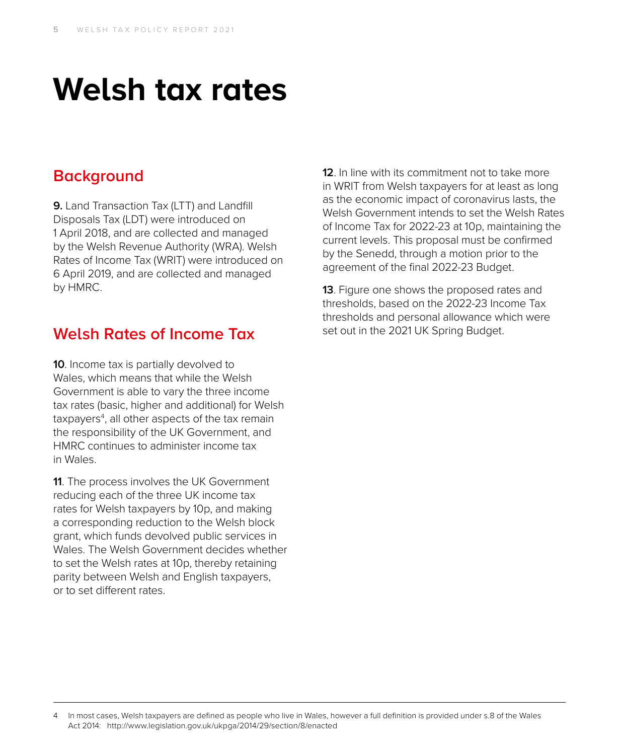# Welsh tax rates

## Background

**9.** Land Transaction Tax (LTT) and Landfill Disposals Tax (LDT) were introduced on 1 April 2018, and are collected and managed by the Welsh Revenue Authority (WRA). Welsh Rates of Income Tax (WRIT) were introduced on 6 April 2019, and are collected and managed by HMRC.

## Welsh Rates of Income Tax

**10**. Income tax is partially devolved to Wales, which means that while the Welsh Government is able to vary the three income tax rates (basic, higher and additional) for Welsh taxpayers[4], all other aspects of the tax remain the responsibility of the UK Government, and HMRC continues to administer income tax in Wales.

**11**. The process involves the UK Government reducing each of the three UK income tax rates for Welsh taxpayers by 10p, and making a corresponding reduction to the Welsh block grant, which funds devolved public services in Wales. The Welsh Government decides whether to set the Welsh rates at 10p, thereby retaining parity between Welsh and English taxpayers, or to set different rates.

**12**. In line with its commitment not to take more in WRIT from Welsh taxpayers for at least as long as the economic impact of coronavirus lasts, the Welsh Government intends to set the Welsh Rates of Income Tax for 2022-23 at 10p, maintaining the current levels. This proposal must be confirmed by the Senedd, through a motion prior to the agreement of the final 2022-23 Budget.

**13**. Figure one shows the proposed rates and thresholds, based on the 2022-23 Income Tax thresholds and personal allowance which were set out in the 2021 UK Spring Budget.

---

4 In most cases, Welsh taxpayers are defined as people who live in Wales, however a full definition is provided under s.8 of the Wales Act 2014: http://www.legislation.gov.uk/ukpga/2014/29/section/8/enacted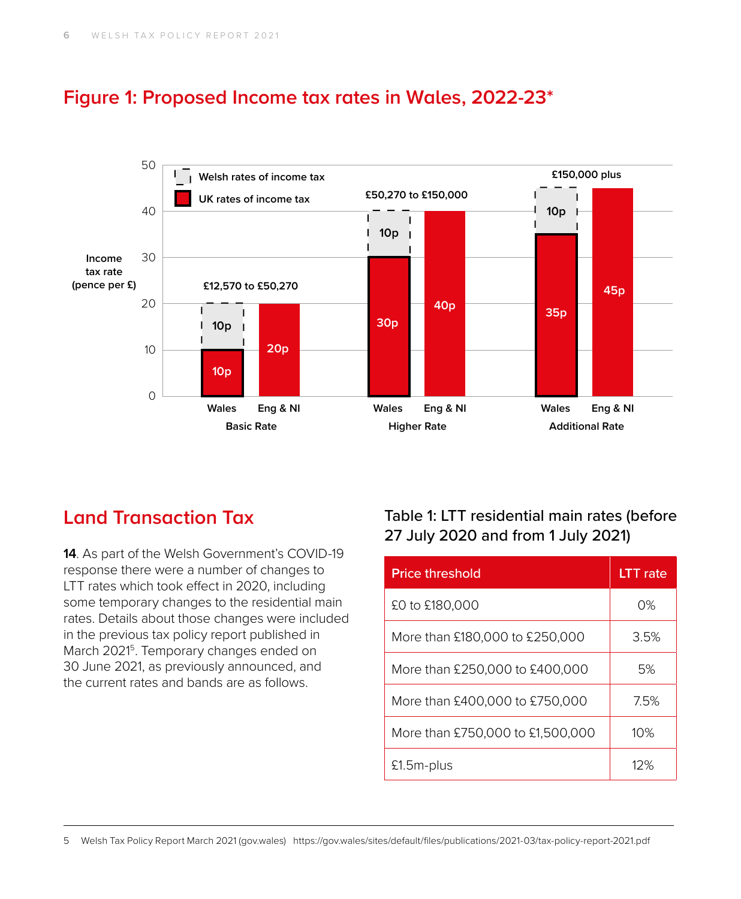## Figure 1: Proposed Income tax rates in Wales, 2022-23*

Welsh rates of income tax

UK rates of income tax

Income tax rate (pence per £)

| | Basic Rate (£12,570 to £50,270) | | Higher Rate (£50,270 to £150,000) | | Additional Rate (£150,000 plus) | |
|---|---|---|---|---|---|---|
| | Wales | Eng & NI | Wales | Eng & NI | Wales | Eng & NI |
| UK rates of income tax | 10p | 20p | 30p | 40p | 35p | 45p |
| Welsh rates of income tax | 10p | | 10p | | 10p | |

## Land Transaction Tax

**14**. As part of the Welsh Government's COVID-19 response there were a number of changes to LTT rates which took effect in 2020, including some temporary changes to the residential main rates. Details about those changes were included in the previous tax policy report published in March 2021[5]. Temporary changes ended on 30 June 2021, as previously announced, and the current rates and bands are as follows.

### Table 1: LTT residential main rates (before 27 July 2020 and from 1 July 2021)

| Price threshold | LTT rate |
|---|---|
| £0 to £180,000 | 0% |
| More than £180,000 to £250,000 | 3.5% |
| More than £250,000 to £400,000 | 5% |
| More than £400,000 to £750,000 | 7.5% |
| More than £750,000 to £1,500,000 | 10% |
| £1.5m-plus | 12% |

5 Welsh Tax Policy Report March 2021 (gov.wales) https://gov.wales/sites/default/files/publications/2021-03/tax-policy-report-2021.pdf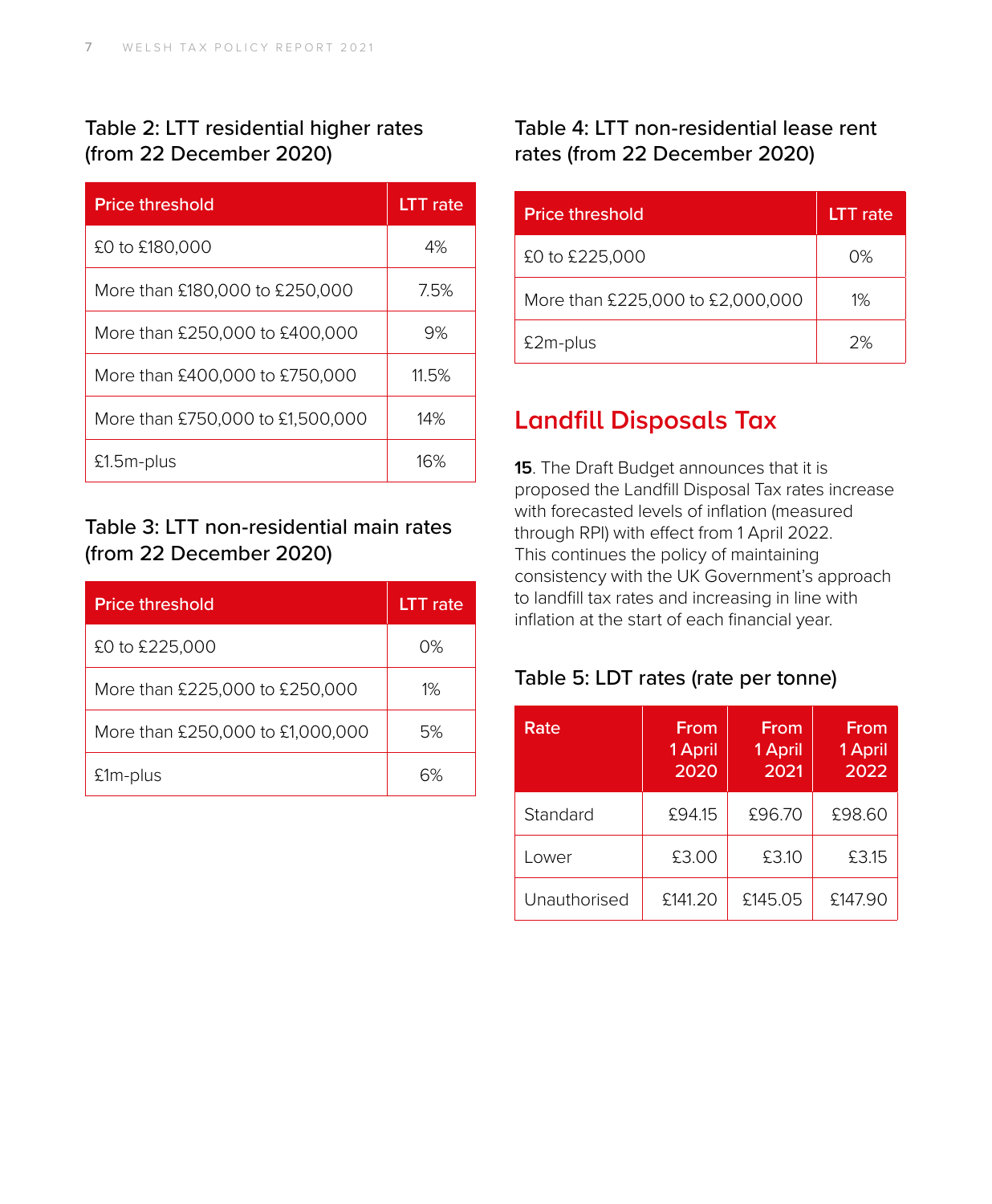### Table 2: LTT residential higher rates (from 22 December 2020)

| Price threshold | LTT rate |
|---|---|
| £0 to £180,000 | 4% |
| More than £180,000 to £250,000 | 7.5% |
| More than £250,000 to £400,000 | 9% |
| More than £400,000 to £750,000 | 11.5% |
| More than £750,000 to £1,500,000 | 14% |
| £1.5m-plus | 16% |

### Table 3: LTT non-residential main rates (from 22 December 2020)

| Price threshold | LTT rate |
|---|---|
| £0 to £225,000 | 0% |
| More than £225,000 to £250,000 | 1% |
| More than £250,000 to £1,000,000 | 5% |
| £1m-plus | 6% |

### Table 4: LTT non-residential lease rent rates (from 22 December 2020)

| Price threshold | LTT rate |
|---|---|
| £0 to £225,000 | 0% |
| More than £225,000 to £2,000,000 | 1% |
| £2m-plus | 2% |

## Landfill Disposals Tax

**15**. The Draft Budget announces that it is proposed the Landfill Disposal Tax rates increase with forecasted levels of inflation (measured through RPI) with effect from 1 April 2022. This continues the policy of maintaining consistency with the UK Government's approach to landfill tax rates and increasing in line with inflation at the start of each financial year.

### Table 5: LDT rates (rate per tonne)

| Rate | From 1 April 2020 | From 1 April 2021 | From 1 April 2022 |
|---|---|---|---|
| Standard | £94.15 | £96.70 | £98.60 |
| Lower | £3.00 | £3.10 | £3.15 |
| Unauthorised | £141.20 | £145.05 | £147.90 |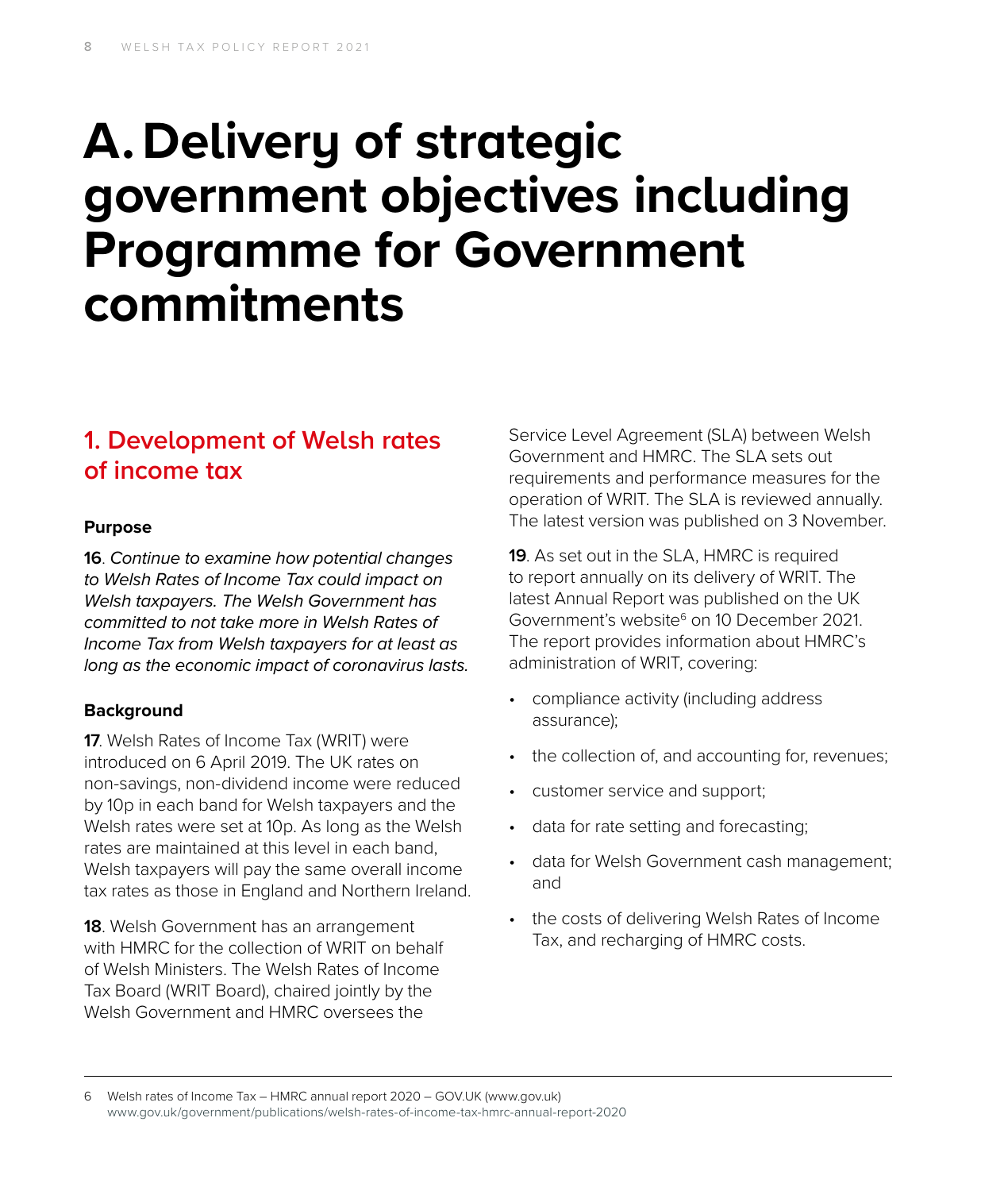# A. Delivery of strategic government objectives including Programme for Government commitments

## 1. Development of Welsh rates of income tax

### Purpose

**16**. *Continue to examine how potential changes to Welsh Rates of Income Tax could impact on Welsh taxpayers. The Welsh Government has committed to not take more in Welsh Rates of Income Tax from Welsh taxpayers for at least as long as the economic impact of coronavirus lasts.*

### Background

**17**. Welsh Rates of Income Tax (WRIT) were introduced on 6 April 2019. The UK rates on non-savings, non-dividend income were reduced by 10p in each band for Welsh taxpayers and the Welsh rates were set at 10p. As long as the Welsh rates are maintained at this level in each band, Welsh taxpayers will pay the same overall income tax rates as those in England and Northern Ireland.

**18**. Welsh Government has an arrangement with HMRC for the collection of WRIT on behalf of Welsh Ministers. The Welsh Rates of Income Tax Board (WRIT Board), chaired jointly by the Welsh Government and HMRC oversees the Service Level Agreement (SLA) between Welsh Government and HMRC. The SLA sets out requirements and performance measures for the operation of WRIT. The SLA is reviewed annually. The latest version was published on 3 November.

**19**. As set out in the SLA, HMRC is required to report annually on its delivery of WRIT. The latest Annual Report was published on the UK Government's website[6] on 10 December 2021. The report provides information about HMRC's administration of WRIT, covering:

- compliance activity (including address assurance);
- the collection of, and accounting for, revenues;
- customer service and support;
- data for rate setting and forecasting;
- data for Welsh Government cash management; and
- the costs of delivering Welsh Rates of Income Tax, and recharging of HMRC costs.

---

6 Welsh rates of Income Tax – HMRC annual report 2020 – GOV.UK (www.gov.uk) www.gov.uk/government/publications/welsh-rates-of-income-tax-hmrc-annual-report-2020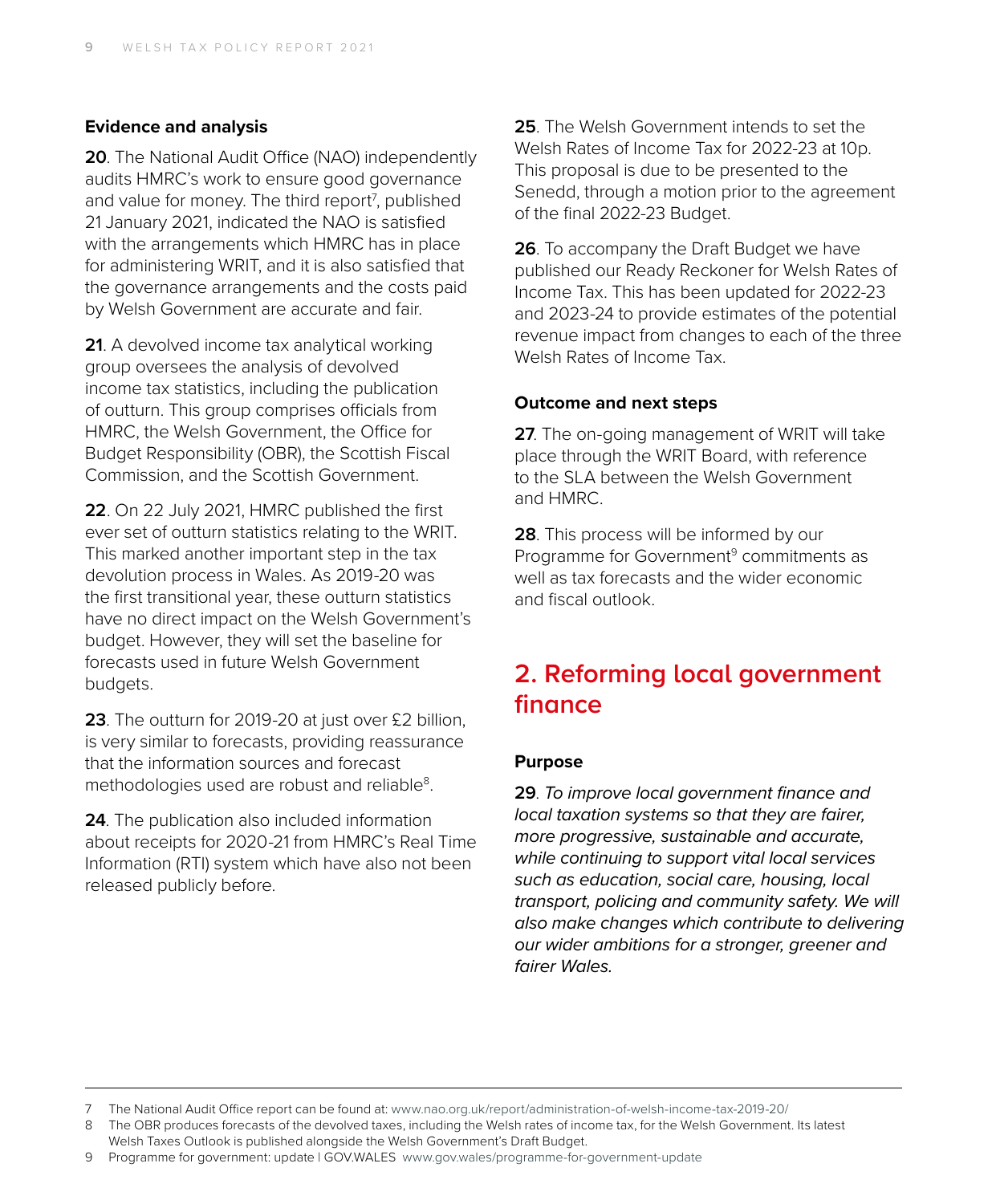### Evidence and analysis

**20**. The National Audit Office (NAO) independently audits HMRC's work to ensure good governance and value for money. The third report[7], published 21 January 2021, indicated the NAO is satisfied with the arrangements which HMRC has in place for administering WRIT, and it is also satisfied that the governance arrangements and the costs paid by Welsh Government are accurate and fair.

**21**. A devolved income tax analytical working group oversees the analysis of devolved income tax statistics, including the publication of outturn. This group comprises officials from HMRC, the Welsh Government, the Office for Budget Responsibility (OBR), the Scottish Fiscal Commission, and the Scottish Government.

**22**. On 22 July 2021, HMRC published the first ever set of outturn statistics relating to the WRIT. This marked another important step in the tax devolution process in Wales. As 2019-20 was the first transitional year, these outturn statistics have no direct impact on the Welsh Government's budget. However, they will set the baseline for forecasts used in future Welsh Government budgets.

**23**. The outturn for 2019-20 at just over £2 billion, is very similar to forecasts, providing reassurance that the information sources and forecast methodologies used are robust and reliable[8].

**24**. The publication also included information about receipts for 2020-21 from HMRC's Real Time Information (RTI) system which have also not been released publicly before.

**25**. The Welsh Government intends to set the Welsh Rates of Income Tax for 2022-23 at 10p. This proposal is due to be presented to the Senedd, through a motion prior to the agreement of the final 2022-23 Budget.

**26**. To accompany the Draft Budget we have published our Ready Reckoner for Welsh Rates of Income Tax. This has been updated for 2022-23 and 2023-24 to provide estimates of the potential revenue impact from changes to each of the three Welsh Rates of Income Tax.

### Outcome and next steps

**27**. The on-going management of WRIT will take place through the WRIT Board, with reference to the SLA between the Welsh Government and HMRC.

**28**. This process will be informed by our Programme for Government[9] commitments as well as tax forecasts and the wider economic and fiscal outlook.

## 2. Reforming local government finance

### Purpose

**29**. *To improve local government finance and local taxation systems so that they are fairer, more progressive, sustainable and accurate, while continuing to support vital local services such as education, social care, housing, local transport, policing and community safety. We will also make changes which contribute to delivering our wider ambitions for a stronger, greener and fairer Wales.*

---

7 The National Audit Office report can be found at: www.nao.org.uk/report/administration-of-welsh-income-tax-2019-20/

8 The OBR produces forecasts of the devolved taxes, including the Welsh rates of income tax, for the Welsh Government. Its latest Welsh Taxes Outlook is published alongside the Welsh Government's Draft Budget.

9 Programme for government: update | GOV.WALES www.gov.wales/programme-for-government-update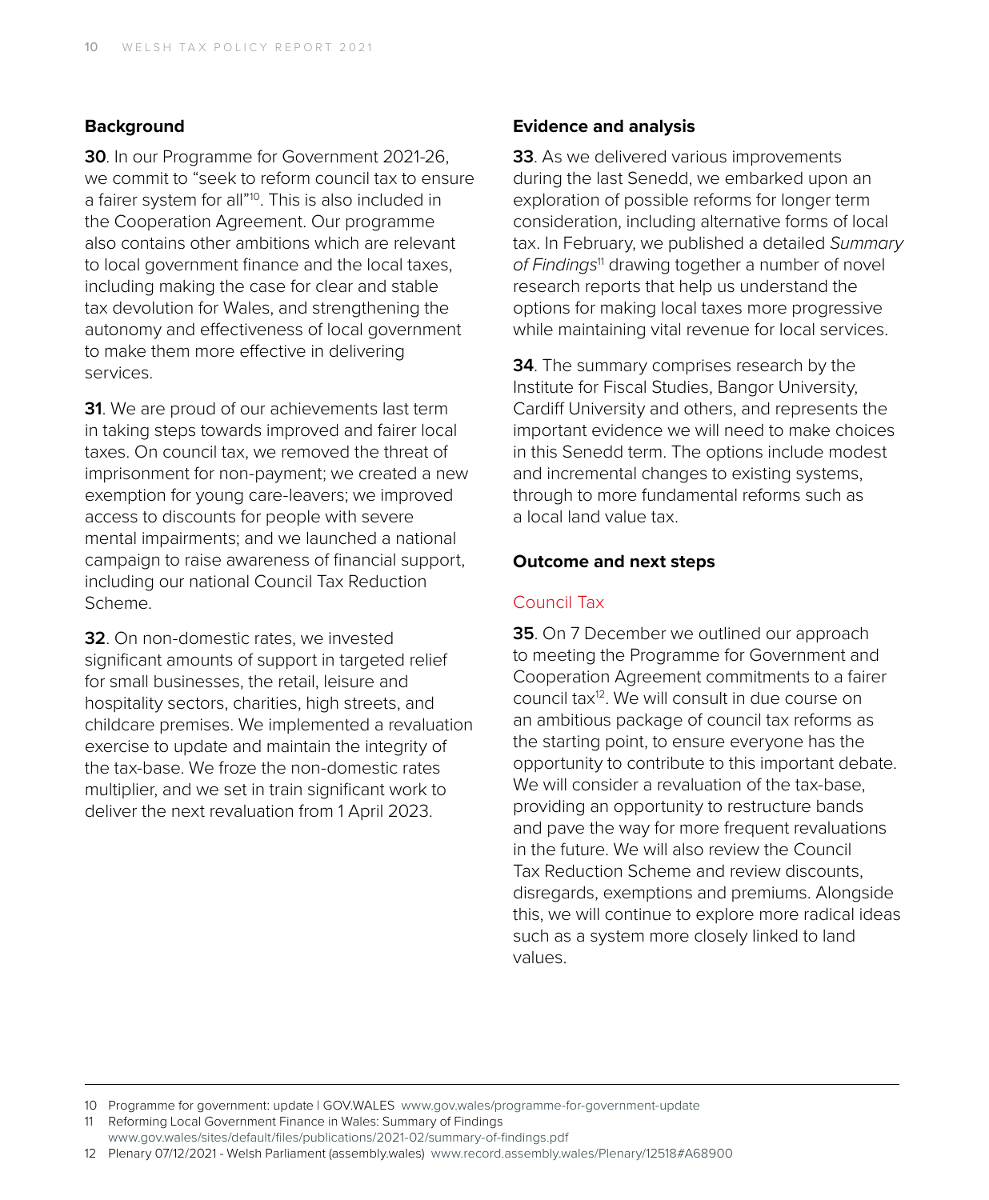### Background

**30**. In our Programme for Government 2021-26, we commit to "seek to reform council tax to ensure a fairer system for all"[10]. This is also included in the Cooperation Agreement. Our programme also contains other ambitions which are relevant to local government finance and the local taxes, including making the case for clear and stable tax devolution for Wales, and strengthening the autonomy and effectiveness of local government to make them more effective in delivering services.

**31**. We are proud of our achievements last term in taking steps towards improved and fairer local taxes. On council tax, we removed the threat of imprisonment for non-payment; we created a new exemption for young care-leavers; we improved access to discounts for people with severe mental impairments; and we launched a national campaign to raise awareness of financial support, including our national Council Tax Reduction Scheme.

**32**. On non-domestic rates, we invested significant amounts of support in targeted relief for small businesses, the retail, leisure and hospitality sectors, charities, high streets, and childcare premises. We implemented a revaluation exercise to update and maintain the integrity of the tax-base. We froze the non-domestic rates multiplier, and we set in train significant work to deliver the next revaluation from 1 April 2023.

### Evidence and analysis

**33**. As we delivered various improvements during the last Senedd, we embarked upon an exploration of possible reforms for longer term consideration, including alternative forms of local tax. In February, we published a detailed *Summary of Findings*[11] drawing together a number of novel research reports that help us understand the options for making local taxes more progressive while maintaining vital revenue for local services.

**34**. The summary comprises research by the Institute for Fiscal Studies, Bangor University, Cardiff University and others, and represents the important evidence we will need to make choices in this Senedd term. The options include modest and incremental changes to existing systems, through to more fundamental reforms such as a local land value tax.

### Outcome and next steps

#### Council Tax

**35**. On 7 December we outlined our approach to meeting the Programme for Government and Cooperation Agreement commitments to a fairer council tax[12]. We will consult in due course on an ambitious package of council tax reforms as the starting point, to ensure everyone has the opportunity to contribute to this important debate. We will consider a revaluation of the tax-base, providing an opportunity to restructure bands and pave the way for more frequent revaluations in the future. We will also review the Council Tax Reduction Scheme and review discounts, disregards, exemptions and premiums. Alongside this, we will continue to explore more radical ideas such as a system more closely linked to land values.

---

10 Programme for government: update | GOV.WALES www.gov.wales/programme-for-government-update

11 Reforming Local Government Finance in Wales: Summary of Findings www.gov.wales/sites/default/files/publications/2021-02/summary-of-findings.pdf

12 Plenary 07/12/2021 - Welsh Parliament (assembly.wales) www.record.assembly.wales/Plenary/12518#A68900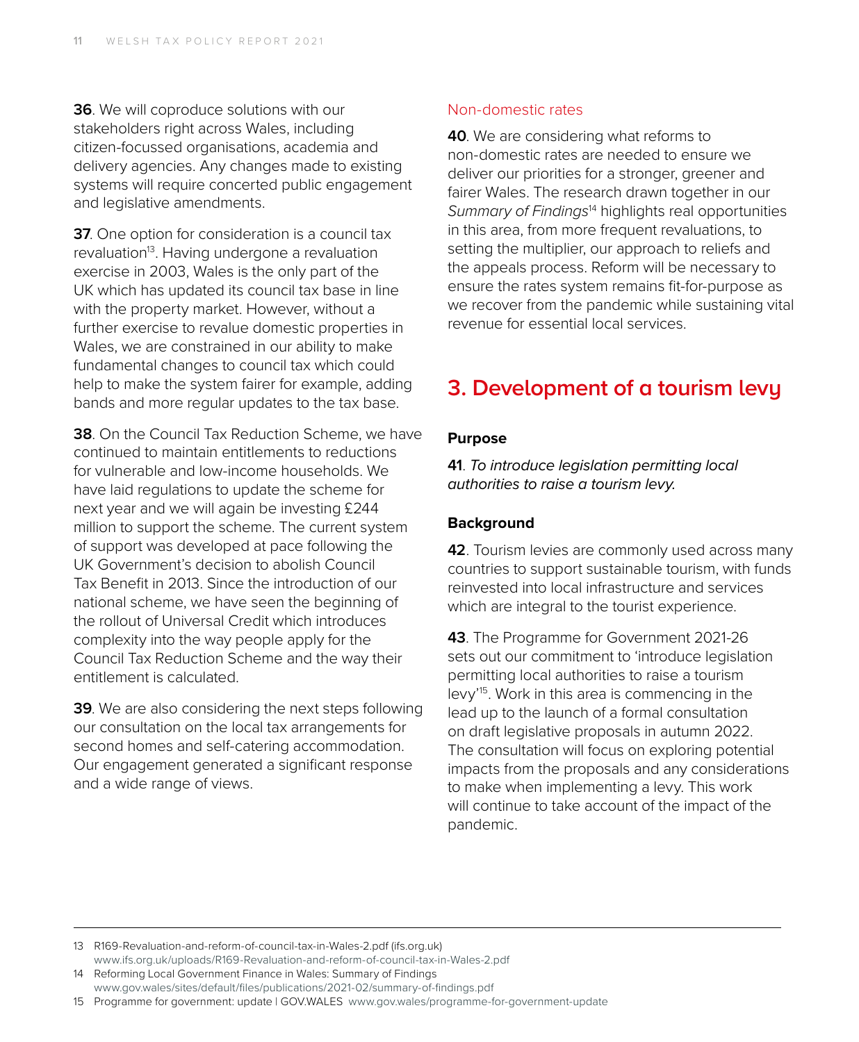**36**. We will coproduce solutions with our stakeholders right across Wales, including citizen-focussed organisations, academia and delivery agencies. Any changes made to existing systems will require concerted public engagement and legislative amendments.

**37**. One option for consideration is a council tax revaluation[13]. Having undergone a revaluation exercise in 2003, Wales is the only part of the UK which has updated its council tax base in line with the property market. However, without a further exercise to revalue domestic properties in Wales, we are constrained in our ability to make fundamental changes to council tax which could help to make the system fairer for example, adding bands and more regular updates to the tax base.

**38**. On the Council Tax Reduction Scheme, we have continued to maintain entitlements to reductions for vulnerable and low-income households. We have laid regulations to update the scheme for next year and we will again be investing £244 million to support the scheme. The current system of support was developed at pace following the UK Government's decision to abolish Council Tax Benefit in 2013. Since the introduction of our national scheme, we have seen the beginning of the rollout of Universal Credit which introduces complexity into the way people apply for the Council Tax Reduction Scheme and the way their entitlement is calculated.

**39**. We are also considering the next steps following our consultation on the local tax arrangements for second homes and self-catering accommodation. Our engagement generated a significant response and a wide range of views.

### Non-domestic rates

**40**. We are considering what reforms to non-domestic rates are needed to ensure we deliver our priorities for a stronger, greener and fairer Wales. The research drawn together in our *Summary of Findings*[14] highlights real opportunities in this area, from more frequent revaluations, to setting the multiplier, our approach to reliefs and the appeals process. Reform will be necessary to ensure the rates system remains fit-for-purpose as we recover from the pandemic while sustaining vital revenue for essential local services.

## 3. Development of a tourism levy

**Purpose**

**41**. *To introduce legislation permitting local authorities to raise a tourism levy.*

**Background**

**42**. Tourism levies are commonly used across many countries to support sustainable tourism, with funds reinvested into local infrastructure and services which are integral to the tourist experience.

**43**. The Programme for Government 2021-26 sets out our commitment to 'introduce legislation permitting local authorities to raise a tourism levy'[15]. Work in this area is commencing in the lead up to the launch of a formal consultation on draft legislative proposals in autumn 2022. The consultation will focus on exploring potential impacts from the proposals and any considerations to make when implementing a levy. This work will continue to take account of the impact of the pandemic.

---

13 R169-Revaluation-and-reform-of-council-tax-in-Wales-2.pdf (ifs.org.uk) www.ifs.org.uk/uploads/R169-Revaluation-and-reform-of-council-tax-in-Wales-2.pdf

14 Reforming Local Government Finance in Wales: Summary of Findings www.gov.wales/sites/default/files/publications/2021-02/summary-of-findings.pdf

15 Programme for government: update | GOV.WALES www.gov.wales/programme-for-government-update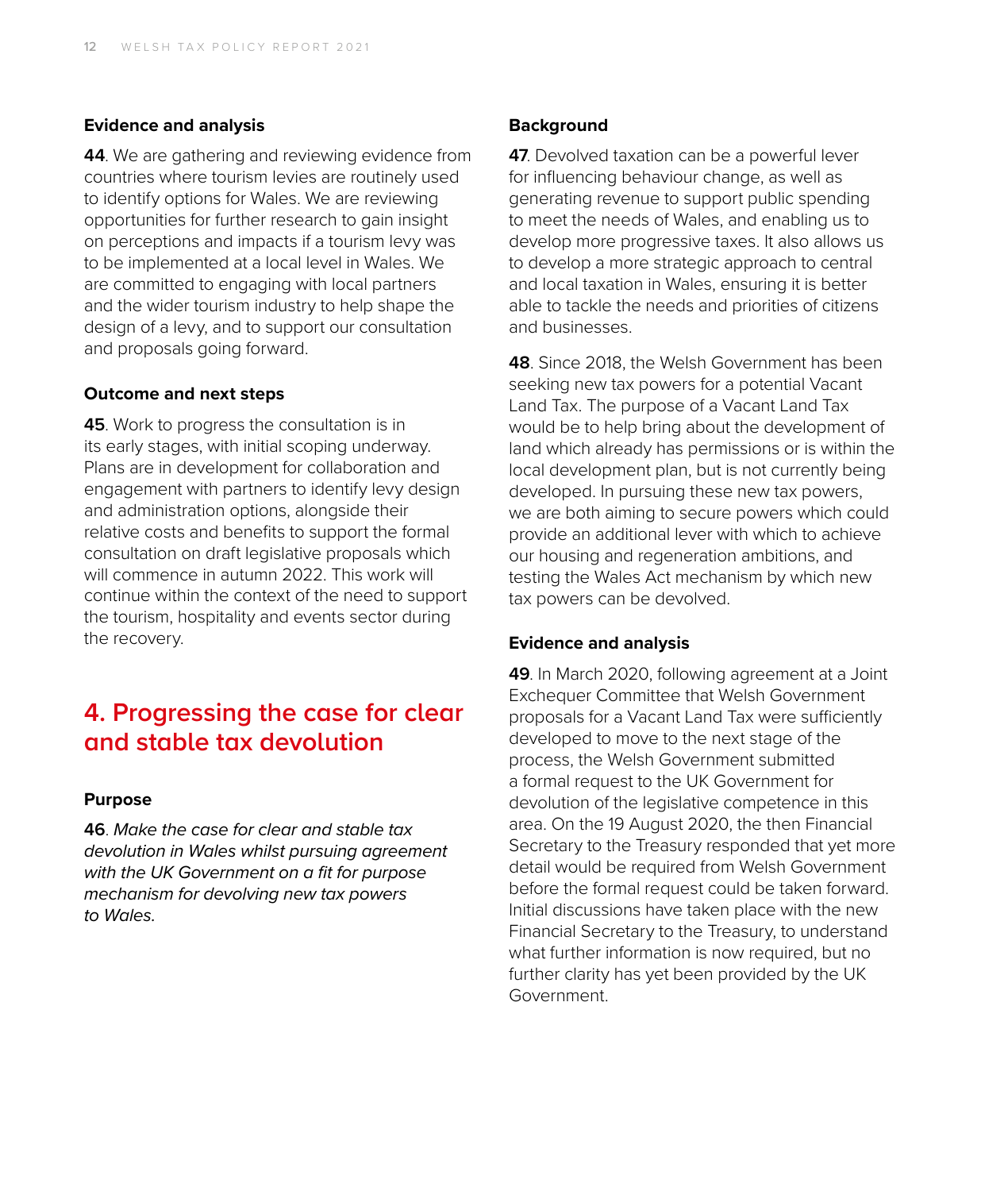### Evidence and analysis

**44**. We are gathering and reviewing evidence from countries where tourism levies are routinely used to identify options for Wales. We are reviewing opportunities for further research to gain insight on perceptions and impacts if a tourism levy was to be implemented at a local level in Wales. We are committed to engaging with local partners and the wider tourism industry to help shape the design of a levy, and to support our consultation and proposals going forward.

### Outcome and next steps

**45**. Work to progress the consultation is in its early stages, with initial scoping underway. Plans are in development for collaboration and engagement with partners to identify levy design and administration options, alongside their relative costs and benefits to support the formal consultation on draft legislative proposals which will commence in autumn 2022. This work will continue within the context of the need to support the tourism, hospitality and events sector during the recovery.

## 4. Progressing the case for clear and stable tax devolution

### Purpose

**46**. *Make the case for clear and stable tax devolution in Wales whilst pursuing agreement with the UK Government on a fit for purpose mechanism for devolving new tax powers to Wales.*

### Background

**47**. Devolved taxation can be a powerful lever for influencing behaviour change, as well as generating revenue to support public spending to meet the needs of Wales, and enabling us to develop more progressive taxes. It also allows us to develop a more strategic approach to central and local taxation in Wales, ensuring it is better able to tackle the needs and priorities of citizens and businesses.

**48**. Since 2018, the Welsh Government has been seeking new tax powers for a potential Vacant Land Tax. The purpose of a Vacant Land Tax would be to help bring about the development of land which already has permissions or is within the local development plan, but is not currently being developed. In pursuing these new tax powers, we are both aiming to secure powers which could provide an additional lever with which to achieve our housing and regeneration ambitions, and testing the Wales Act mechanism by which new tax powers can be devolved.

### Evidence and analysis

**49**. In March 2020, following agreement at a Joint Exchequer Committee that Welsh Government proposals for a Vacant Land Tax were sufficiently developed to move to the next stage of the process, the Welsh Government submitted a formal request to the UK Government for devolution of the legislative competence in this area. On the 19 August 2020, the then Financial Secretary to the Treasury responded that yet more detail would be required from Welsh Government before the formal request could be taken forward. Initial discussions have taken place with the new Financial Secretary to the Treasury, to understand what further information is now required, but no further clarity has yet been provided by the UK Government.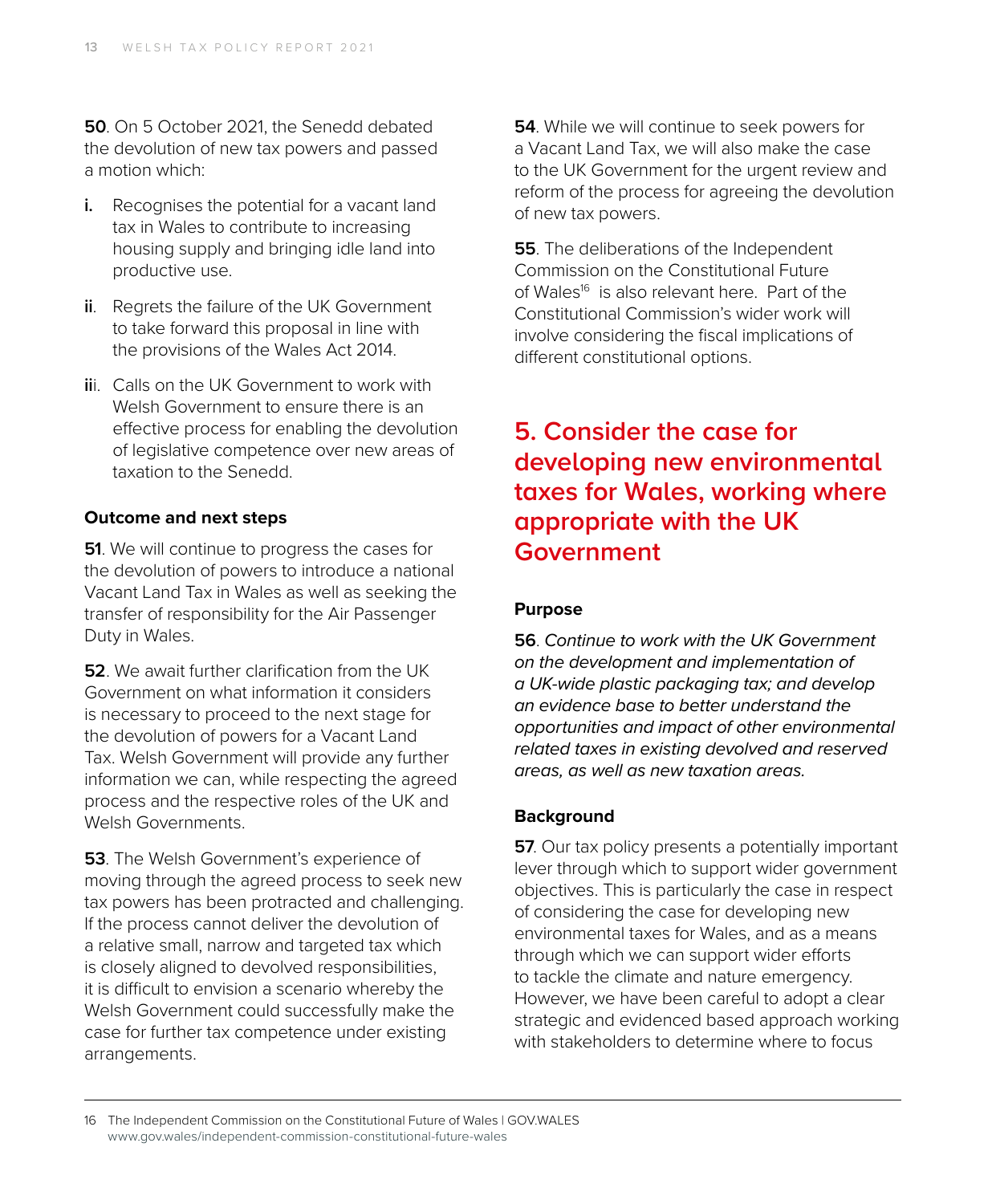**50**. On 5 October 2021, the Senedd debated the devolution of new tax powers and passed a motion which:

- **i.** Recognises the potential for a vacant land tax in Wales to contribute to increasing housing supply and bringing idle land into productive use.
- **ii**. Regrets the failure of the UK Government to take forward this proposal in line with the provisions of the Wales Act 2014.
- **iii**. Calls on the UK Government to work with Welsh Government to ensure there is an effective process for enabling the devolution of legislative competence over new areas of taxation to the Senedd.

### Outcome and next steps

**51**. We will continue to progress the cases for the devolution of powers to introduce a national Vacant Land Tax in Wales as well as seeking the transfer of responsibility for the Air Passenger Duty in Wales.

**52**. We await further clarification from the UK Government on what information it considers is necessary to proceed to the next stage for the devolution of powers for a Vacant Land Tax. Welsh Government will provide any further information we can, while respecting the agreed process and the respective roles of the UK and Welsh Governments.

**53**. The Welsh Government's experience of moving through the agreed process to seek new tax powers has been protracted and challenging. If the process cannot deliver the devolution of a relative small, narrow and targeted tax which is closely aligned to devolved responsibilities, it is difficult to envision a scenario whereby the Welsh Government could successfully make the case for further tax competence under existing arrangements.

**54**. While we will continue to seek powers for a Vacant Land Tax, we will also make the case to the UK Government for the urgent review and reform of the process for agreeing the devolution of new tax powers.

**55**. The deliberations of the Independent Commission on the Constitutional Future of Wales[16] is also relevant here. Part of the Constitutional Commission's wider work will involve considering the fiscal implications of different constitutional options.

## 5. Consider the case for developing new environmental taxes for Wales, working where appropriate with the UK Government

### Purpose

**56**. *Continue to work with the UK Government on the development and implementation of a UK-wide plastic packaging tax; and develop an evidence base to better understand the opportunities and impact of other environmental related taxes in existing devolved and reserved areas, as well as new taxation areas.*

### Background

**57**. Our tax policy presents a potentially important lever through which to support wider government objectives. This is particularly the case in respect of considering the case for developing new environmental taxes for Wales, and as a means through which we can support wider efforts to tackle the climate and nature emergency. However, we have been careful to adopt a clear strategic and evidenced based approach working with stakeholders to determine where to focus

---

16 The Independent Commission on the Constitutional Future of Wales | GOV.WALES www.gov.wales/independent-commission-constitutional-future-wales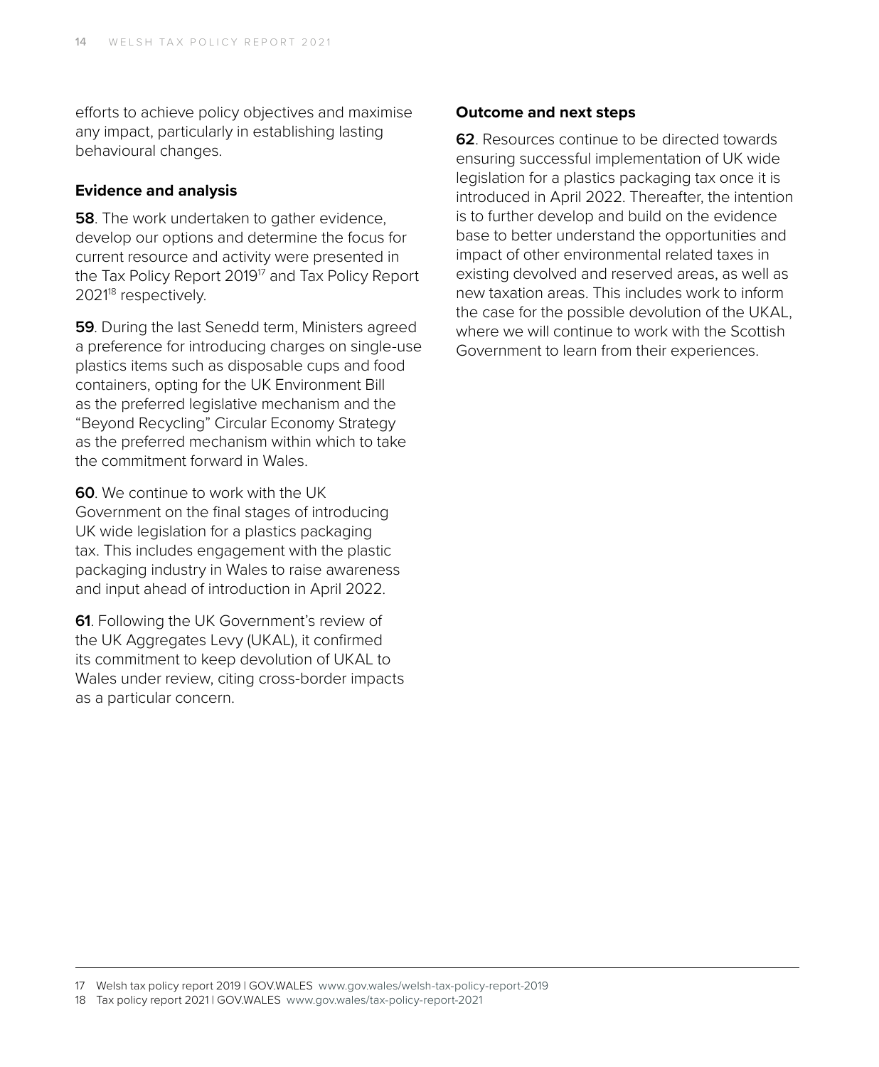efforts to achieve policy objectives and maximise any impact, particularly in establishing lasting behavioural changes.

### Evidence and analysis

**58**. The work undertaken to gather evidence, develop our options and determine the focus for current resource and activity were presented in the Tax Policy Report 2019[17] and Tax Policy Report 2021[18] respectively.

**59**. During the last Senedd term, Ministers agreed a preference for introducing charges on single-use plastics items such as disposable cups and food containers, opting for the UK Environment Bill as the preferred legislative mechanism and the "Beyond Recycling" Circular Economy Strategy as the preferred mechanism within which to take the commitment forward in Wales.

**60**. We continue to work with the UK Government on the final stages of introducing UK wide legislation for a plastics packaging tax. This includes engagement with the plastic packaging industry in Wales to raise awareness and input ahead of introduction in April 2022.

**61**. Following the UK Government's review of the UK Aggregates Levy (UKAL), it confirmed its commitment to keep devolution of UKAL to Wales under review, citing cross-border impacts as a particular concern.

### Outcome and next steps

**62**. Resources continue to be directed towards ensuring successful implementation of UK wide legislation for a plastics packaging tax once it is introduced in April 2022. Thereafter, the intention is to further develop and build on the evidence base to better understand the opportunities and impact of other environmental related taxes in existing devolved and reserved areas, as well as new taxation areas. This includes work to inform the case for the possible devolution of the UKAL, where we will continue to work with the Scottish Government to learn from their experiences.

---

17 Welsh tax policy report 2019 | GOV.WALES www.gov.wales/welsh-tax-policy-report-2019

18 Tax policy report 2021 | GOV.WALES www.gov.wales/tax-policy-report-2021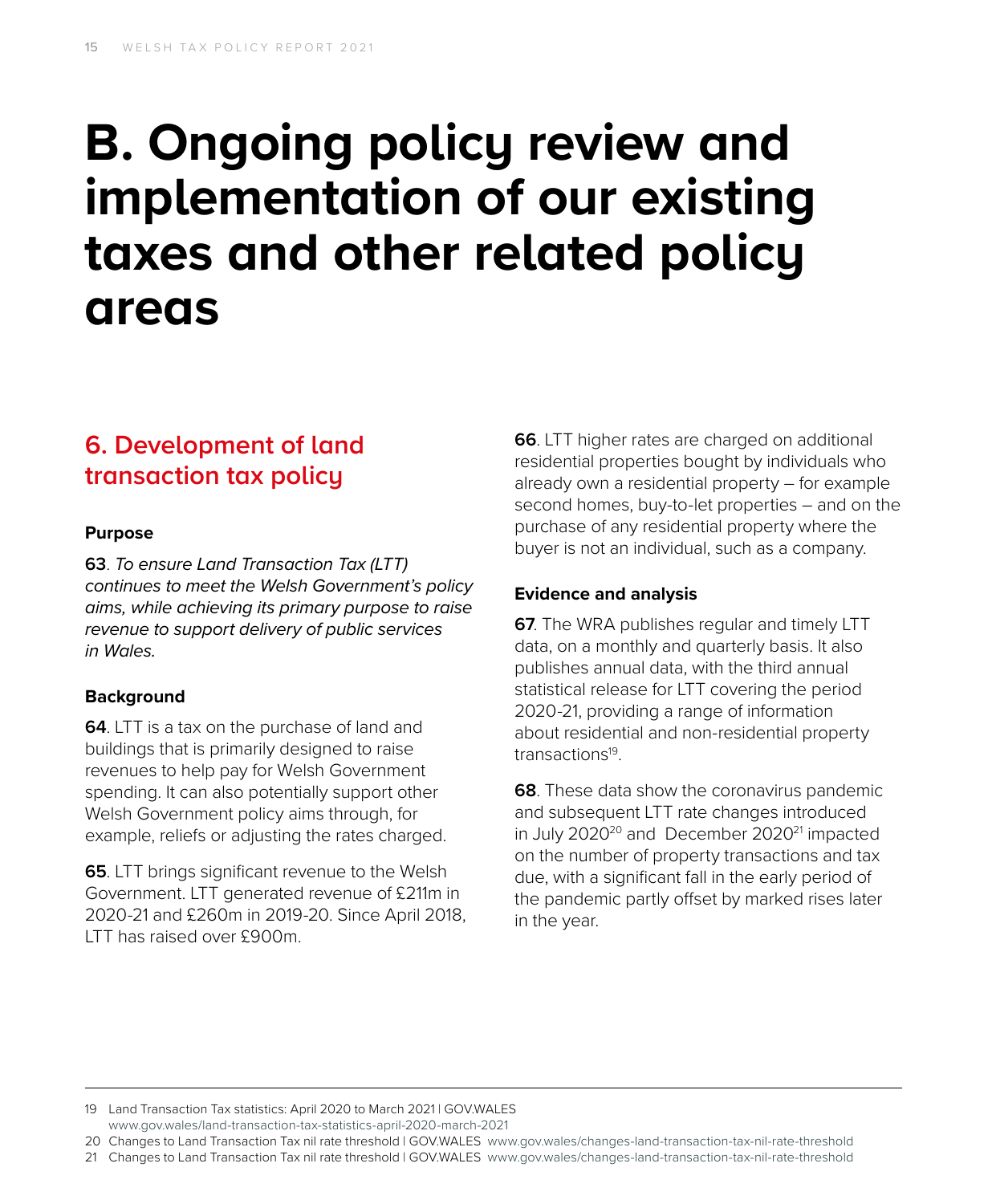# B. Ongoing policy review and implementation of our existing taxes and other related policy areas

## 6. Development of land transaction tax policy

### Purpose

**63**. *To ensure Land Transaction Tax (LTT) continues to meet the Welsh Government's policy aims, while achieving its primary purpose to raise revenue to support delivery of public services in Wales.*

### Background

**64**. LTT is a tax on the purchase of land and buildings that is primarily designed to raise revenues to help pay for Welsh Government spending. It can also potentially support other Welsh Government policy aims through, for example, reliefs or adjusting the rates charged.

**65**. LTT brings significant revenue to the Welsh Government. LTT generated revenue of £211m in 2020-21 and £260m in 2019-20. Since April 2018, LTT has raised over £900m.

**66**. LTT higher rates are charged on additional residential properties bought by individuals who already own a residential property – for example second homes, buy-to-let properties – and on the purchase of any residential property where the buyer is not an individual, such as a company.

### Evidence and analysis

**67**. The WRA publishes regular and timely LTT data, on a monthly and quarterly basis. It also publishes annual data, with the third annual statistical release for LTT covering the period 2020-21, providing a range of information about residential and non-residential property transactions[19].

**68**. These data show the coronavirus pandemic and subsequent LTT rate changes introduced in July 2020[20] and December 2020[21] impacted on the number of property transactions and tax due, with a significant fall in the early period of the pandemic partly offset by marked rises later in the year.

---

19 Land Transaction Tax statistics: April 2020 to March 2021 | GOV.WALES www.gov.wales/land-transaction-tax-statistics-april-2020-march-2021

20 Changes to Land Transaction Tax nil rate threshold | GOV.WALES www.gov.wales/changes-land-transaction-tax-nil-rate-threshold

21 Changes to Land Transaction Tax nil rate threshold | GOV.WALES www.gov.wales/changes-land-transaction-tax-nil-rate-threshold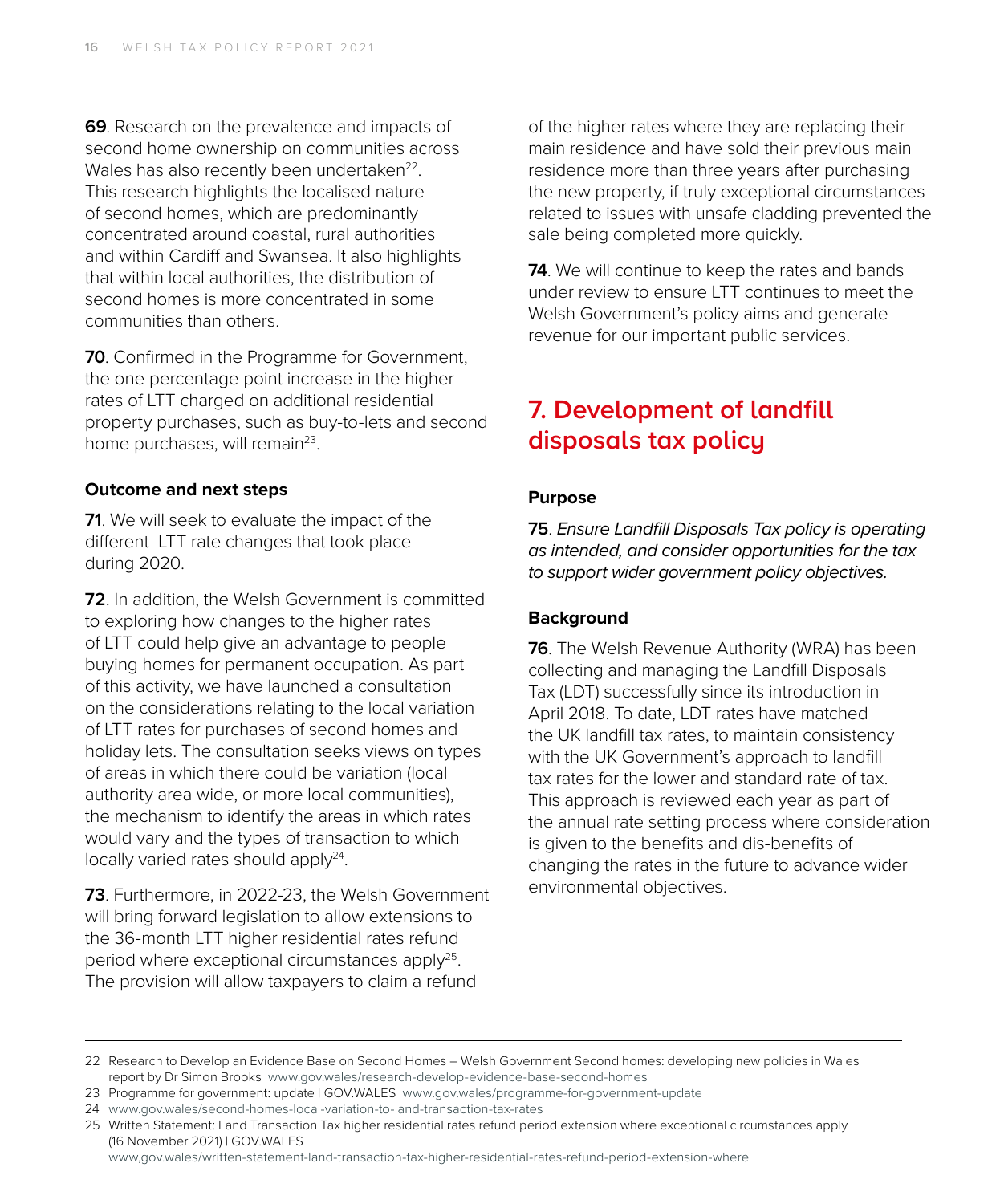**69**. Research on the prevalence and impacts of second home ownership on communities across Wales has also recently been undertaken[22]. This research highlights the localised nature of second homes, which are predominantly concentrated around coastal, rural authorities and within Cardiff and Swansea. It also highlights that within local authorities, the distribution of second homes is more concentrated in some communities than others.

**70**. Confirmed in the Programme for Government, the one percentage point increase in the higher rates of LTT charged on additional residential property purchases, such as buy-to-lets and second home purchases, will remain[23].

### Outcome and next steps

**71**. We will seek to evaluate the impact of the different LTT rate changes that took place during 2020.

**72**. In addition, the Welsh Government is committed to exploring how changes to the higher rates of LTT could help give an advantage to people buying homes for permanent occupation. As part of this activity, we have launched a consultation on the considerations relating to the local variation of LTT rates for purchases of second homes and holiday lets. The consultation seeks views on types of areas in which there could be variation (local authority area wide, or more local communities), the mechanism to identify the areas in which rates would vary and the types of transaction to which locally varied rates should apply[24].

**73**. Furthermore, in 2022-23, the Welsh Government will bring forward legislation to allow extensions to the 36-month LTT higher residential rates refund period where exceptional circumstances apply[25]. The provision will allow taxpayers to claim a refund of the higher rates where they are replacing their main residence and have sold their previous main residence more than three years after purchasing the new property, if truly exceptional circumstances related to issues with unsafe cladding prevented the sale being completed more quickly.

**74**. We will continue to keep the rates and bands under review to ensure LTT continues to meet the Welsh Government's policy aims and generate revenue for our important public services.

## 7. Development of landfill disposals tax policy

### Purpose

**75**. *Ensure Landfill Disposals Tax policy is operating as intended, and consider opportunities for the tax to support wider government policy objectives.*

### Background

**76**. The Welsh Revenue Authority (WRA) has been collecting and managing the Landfill Disposals Tax (LDT) successfully since its introduction in April 2018. To date, LDT rates have matched the UK landfill tax rates, to maintain consistency with the UK Government's approach to landfill tax rates for the lower and standard rate of tax. This approach is reviewed each year as part of the annual rate setting process where consideration is given to the benefits and dis-benefits of changing the rates in the future to advance wider environmental objectives.

---

22 Research to Develop an Evidence Base on Second Homes – Welsh Government Second homes: developing new policies in Wales report by Dr Simon Brooks www.gov.wales/research-develop-evidence-base-second-homes

23 Programme for government: update | GOV.WALES www.gov.wales/programme-for-government-update

24 www.gov.wales/second-homes-local-variation-to-land-transaction-tax-rates

25 Written Statement: Land Transaction Tax higher residential rates refund period extension where exceptional circumstances apply (16 November 2021) | GOV.WALES www,gov.wales/written-statement-land-transaction-tax-higher-residential-rates-refund-period-extension-where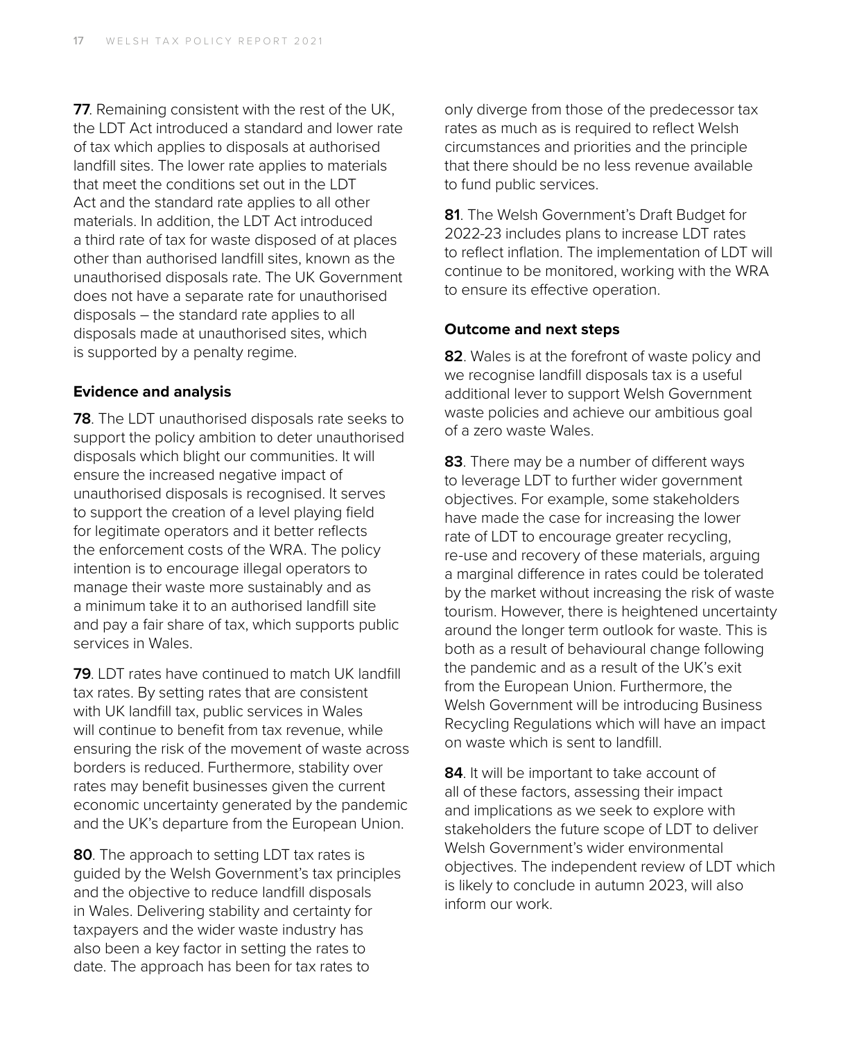**77**. Remaining consistent with the rest of the UK, the LDT Act introduced a standard and lower rate of tax which applies to disposals at authorised landfill sites. The lower rate applies to materials that meet the conditions set out in the LDT Act and the standard rate applies to all other materials. In addition, the LDT Act introduced a third rate of tax for waste disposed of at places other than authorised landfill sites, known as the unauthorised disposals rate. The UK Government does not have a separate rate for unauthorised disposals – the standard rate applies to all disposals made at unauthorised sites, which is supported by a penalty regime.

### Evidence and analysis

**78**. The LDT unauthorised disposals rate seeks to support the policy ambition to deter unauthorised disposals which blight our communities. It will ensure the increased negative impact of unauthorised disposals is recognised. It serves to support the creation of a level playing field for legitimate operators and it better reflects the enforcement costs of the WRA. The policy intention is to encourage illegal operators to manage their waste more sustainably and as a minimum take it to an authorised landfill site and pay a fair share of tax, which supports public services in Wales.

**79**. LDT rates have continued to match UK landfill tax rates. By setting rates that are consistent with UK landfill tax, public services in Wales will continue to benefit from tax revenue, while ensuring the risk of the movement of waste across borders is reduced. Furthermore, stability over rates may benefit businesses given the current economic uncertainty generated by the pandemic and the UK's departure from the European Union.

**80**. The approach to setting LDT tax rates is guided by the Welsh Government's tax principles and the objective to reduce landfill disposals in Wales. Delivering stability and certainty for taxpayers and the wider waste industry has also been a key factor in setting the rates to date. The approach has been for tax rates to only diverge from those of the predecessor tax rates as much as is required to reflect Welsh circumstances and priorities and the principle that there should be no less revenue available to fund public services.

**81**. The Welsh Government's Draft Budget for 2022-23 includes plans to increase LDT rates to reflect inflation. The implementation of LDT will continue to be monitored, working with the WRA to ensure its effective operation.

### Outcome and next steps

**82**. Wales is at the forefront of waste policy and we recognise landfill disposals tax is a useful additional lever to support Welsh Government waste policies and achieve our ambitious goal of a zero waste Wales.

**83**. There may be a number of different ways to leverage LDT to further wider government objectives. For example, some stakeholders have made the case for increasing the lower rate of LDT to encourage greater recycling, re-use and recovery of these materials, arguing a marginal difference in rates could be tolerated by the market without increasing the risk of waste tourism. However, there is heightened uncertainty around the longer term outlook for waste. This is both as a result of behavioural change following the pandemic and as a result of the UK's exit from the European Union. Furthermore, the Welsh Government will be introducing Business Recycling Regulations which will have an impact on waste which is sent to landfill.

**84**. It will be important to take account of all of these factors, assessing their impact and implications as we seek to explore with stakeholders the future scope of LDT to deliver Welsh Government's wider environmental objectives. The independent review of LDT which is likely to conclude in autumn 2023, will also inform our work.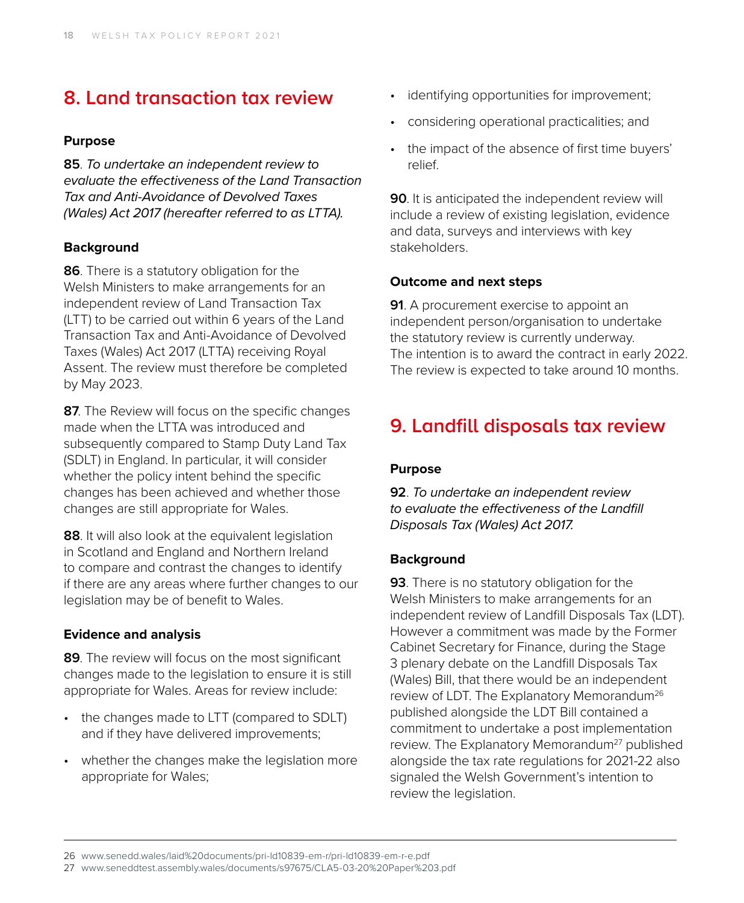## 8. Land transaction tax review

### Purpose

**85**. *To undertake an independent review to evaluate the effectiveness of the Land Transaction Tax and Anti-Avoidance of Devolved Taxes (Wales) Act 2017 (hereafter referred to as LTTA).*

### Background

**86**. There is a statutory obligation for the Welsh Ministers to make arrangements for an independent review of Land Transaction Tax (LTT) to be carried out within 6 years of the Land Transaction Tax and Anti-Avoidance of Devolved Taxes (Wales) Act 2017 (LTTA) receiving Royal Assent. The review must therefore be completed by May 2023.

**87**. The Review will focus on the specific changes made when the LTTA was introduced and subsequently compared to Stamp Duty Land Tax (SDLT) in England. In particular, it will consider whether the policy intent behind the specific changes has been achieved and whether those changes are still appropriate for Wales.

**88**. It will also look at the equivalent legislation in Scotland and England and Northern Ireland to compare and contrast the changes to identify if there are any areas where further changes to our legislation may be of benefit to Wales.

### Evidence and analysis

**89**. The review will focus on the most significant changes made to the legislation to ensure it is still appropriate for Wales. Areas for review include:

- the changes made to LTT (compared to SDLT) and if they have delivered improvements;
- whether the changes make the legislation more appropriate for Wales;
- identifying opportunities for improvement;
- considering operational practicalities; and
- the impact of the absence of first time buyers' relief.

**90**. It is anticipated the independent review will include a review of existing legislation, evidence and data, surveys and interviews with key stakeholders.

### Outcome and next steps

**91**. A procurement exercise to appoint an independent person/organisation to undertake the statutory review is currently underway. The intention is to award the contract in early 2022. The review is expected to take around 10 months.

## 9. Landfill disposals tax review

### Purpose

**92**. *To undertake an independent review to evaluate the effectiveness of the Landfill Disposals Tax (Wales) Act 2017.*

### Background

**93**. There is no statutory obligation for the Welsh Ministers to make arrangements for an independent review of Landfill Disposals Tax (LDT). However a commitment was made by the Former Cabinet Secretary for Finance, during the Stage 3 plenary debate on the Landfill Disposals Tax (Wales) Bill, that there would be an independent review of LDT. The Explanatory Memorandum[26] published alongside the LDT Bill contained a commitment to undertake a post implementation review. The Explanatory Memorandum[27] published alongside the tax rate regulations for 2021-22 also signaled the Welsh Government's intention to review the legislation.

---

26 www.senedd.wales/laid%20documents/pri-ld10839-em-r/pri-ld10839-em-r-e.pdf

27 www.seneddtest.assembly.wales/documents/s97675/CLA5-03-20%20Paper%203.pdf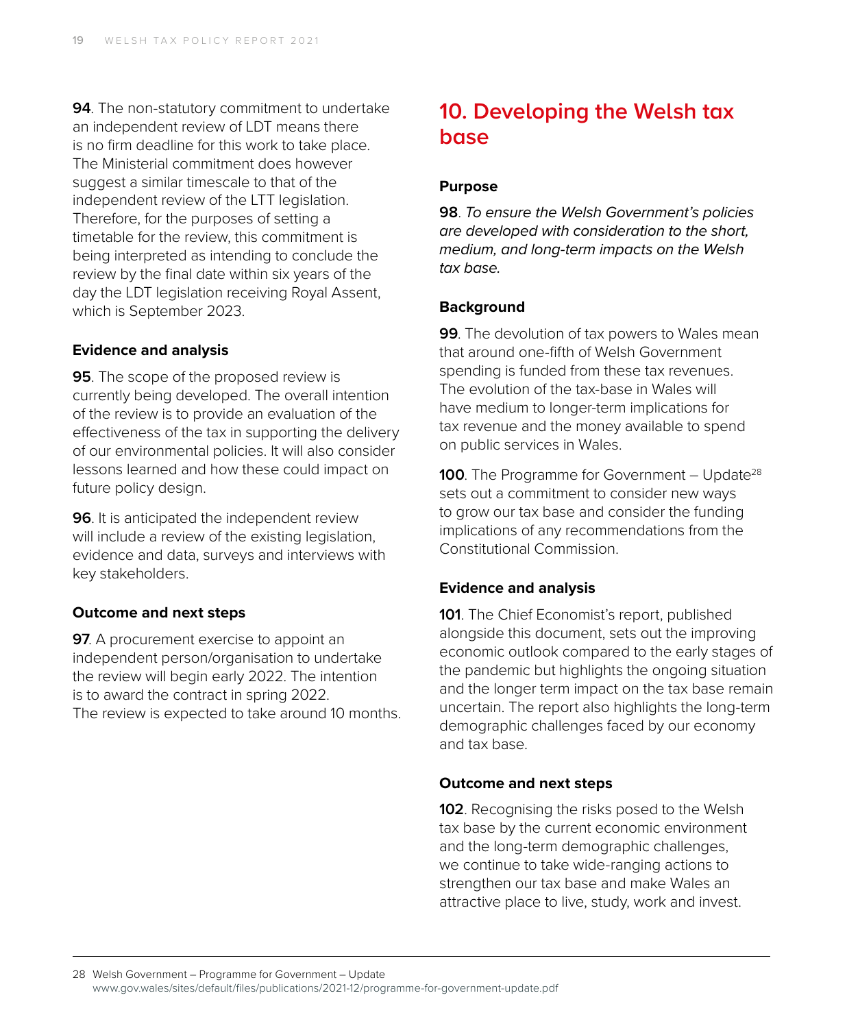**94**. The non-statutory commitment to undertake an independent review of LDT means there is no firm deadline for this work to take place. The Ministerial commitment does however suggest a similar timescale to that of the independent review of the LTT legislation. Therefore, for the purposes of setting a timetable for the review, this commitment is being interpreted as intending to conclude the review by the final date within six years of the day the LDT legislation receiving Royal Assent, which is September 2023.

### Evidence and analysis

**95**. The scope of the proposed review is currently being developed. The overall intention of the review is to provide an evaluation of the effectiveness of the tax in supporting the delivery of our environmental policies. It will also consider lessons learned and how these could impact on future policy design.

**96**. It is anticipated the independent review will include a review of the existing legislation, evidence and data, surveys and interviews with key stakeholders.

### Outcome and next steps

**97**. A procurement exercise to appoint an independent person/organisation to undertake the review will begin early 2022. The intention is to award the contract in spring 2022. The review is expected to take around 10 months.

## 10. Developing the Welsh tax base

### Purpose

**98**. *To ensure the Welsh Government's policies are developed with consideration to the short, medium, and long-term impacts on the Welsh tax base.*

### Background

**99**. The devolution of tax powers to Wales mean that around one-fifth of Welsh Government spending is funded from these tax revenues. The evolution of the tax-base in Wales will have medium to longer-term implications for tax revenue and the money available to spend on public services in Wales.

**100**. The Programme for Government – Update[28] sets out a commitment to consider new ways to grow our tax base and consider the funding implications of any recommendations from the Constitutional Commission.

### Evidence and analysis

**101**. The Chief Economist's report, published alongside this document, sets out the improving economic outlook compared to the early stages of the pandemic but highlights the ongoing situation and the longer term impact on the tax base remain uncertain. The report also highlights the long-term demographic challenges faced by our economy and tax base.

### Outcome and next steps

**102**. Recognising the risks posed to the Welsh tax base by the current economic environment and the long-term demographic challenges, we continue to take wide-ranging actions to strengthen our tax base and make Wales an attractive place to live, study, work and invest.

---

28 Welsh Government – Programme for Government – Update
www.gov.wales/sites/default/files/publications/2021-12/programme-for-government-update.pdf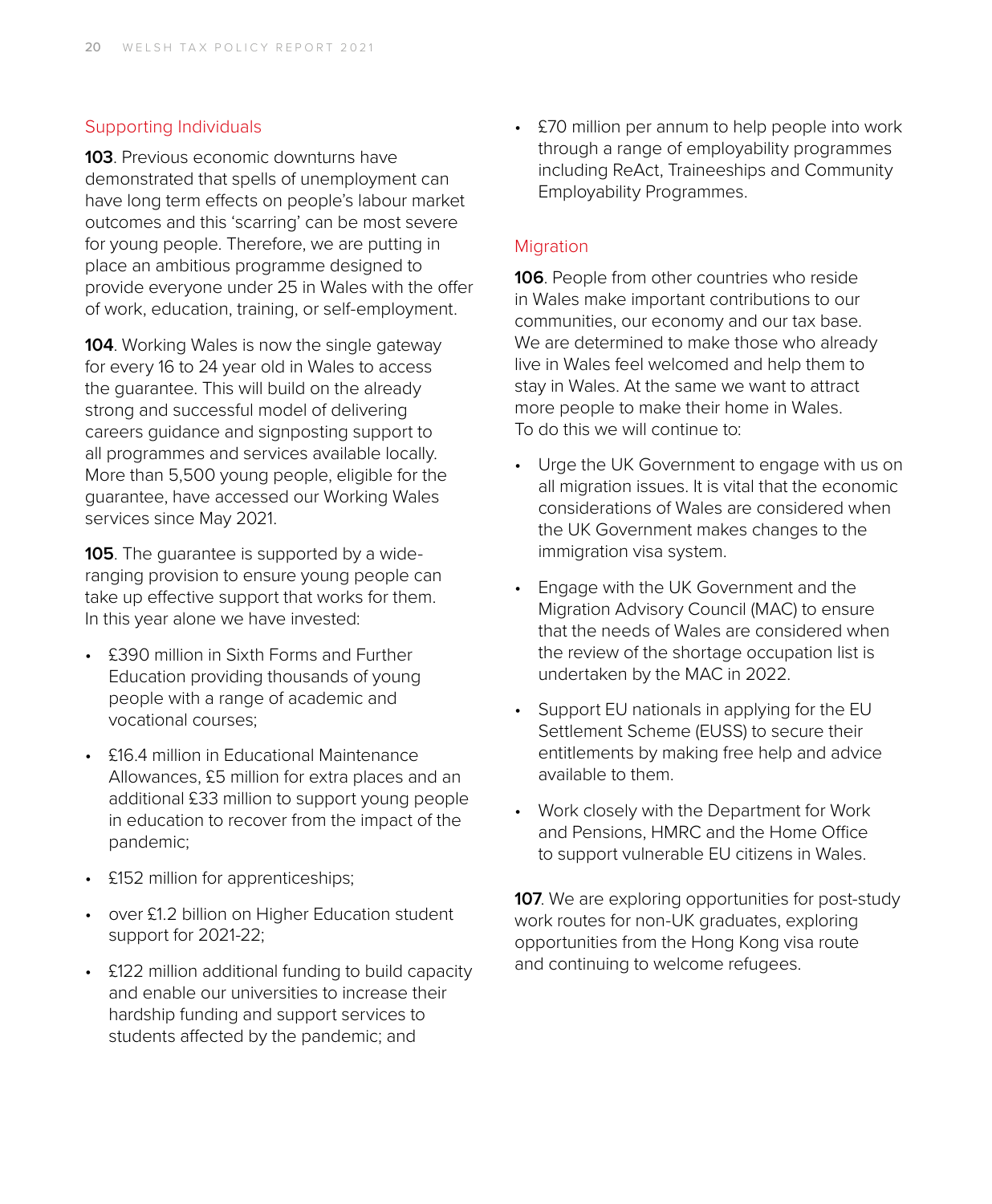## Supporting Individuals

**103**. Previous economic downturns have demonstrated that spells of unemployment can have long term effects on people's labour market outcomes and this 'scarring' can be most severe for young people. Therefore, we are putting in place an ambitious programme designed to provide everyone under 25 in Wales with the offer of work, education, training, or self-employment.

**104**. Working Wales is now the single gateway for every 16 to 24 year old in Wales to access the guarantee. This will build on the already strong and successful model of delivering careers guidance and signposting support to all programmes and services available locally. More than 5,500 young people, eligible for the guarantee, have accessed our Working Wales services since May 2021.

**105**. The guarantee is supported by a wide-ranging provision to ensure young people can take up effective support that works for them. In this year alone we have invested:

- £390 million in Sixth Forms and Further Education providing thousands of young people with a range of academic and vocational courses;
- £16.4 million in Educational Maintenance Allowances, £5 million for extra places and an additional £33 million to support young people in education to recover from the impact of the pandemic;
- £152 million for apprenticeships;
- over £1.2 billion on Higher Education student support for 2021-22;
- £122 million additional funding to build capacity and enable our universities to increase their hardship funding and support services to students affected by the pandemic; and
- £70 million per annum to help people into work through a range of employability programmes including ReAct, Traineeships and Community Employability Programmes.

## Migration

**106**. People from other countries who reside in Wales make important contributions to our communities, our economy and our tax base. We are determined to make those who already live in Wales feel welcomed and help them to stay in Wales. At the same we want to attract more people to make their home in Wales. To do this we will continue to:

- Urge the UK Government to engage with us on all migration issues. It is vital that the economic considerations of Wales are considered when the UK Government makes changes to the immigration visa system.
- Engage with the UK Government and the Migration Advisory Council (MAC) to ensure that the needs of Wales are considered when the review of the shortage occupation list is undertaken by the MAC in 2022.
- Support EU nationals in applying for the EU Settlement Scheme (EUSS) to secure their entitlements by making free help and advice available to them.
- Work closely with the Department for Work and Pensions, HMRC and the Home Office to support vulnerable EU citizens in Wales.

**107**. We are exploring opportunities for post-study work routes for non-UK graduates, exploring opportunities from the Hong Kong visa route and continuing to welcome refugees.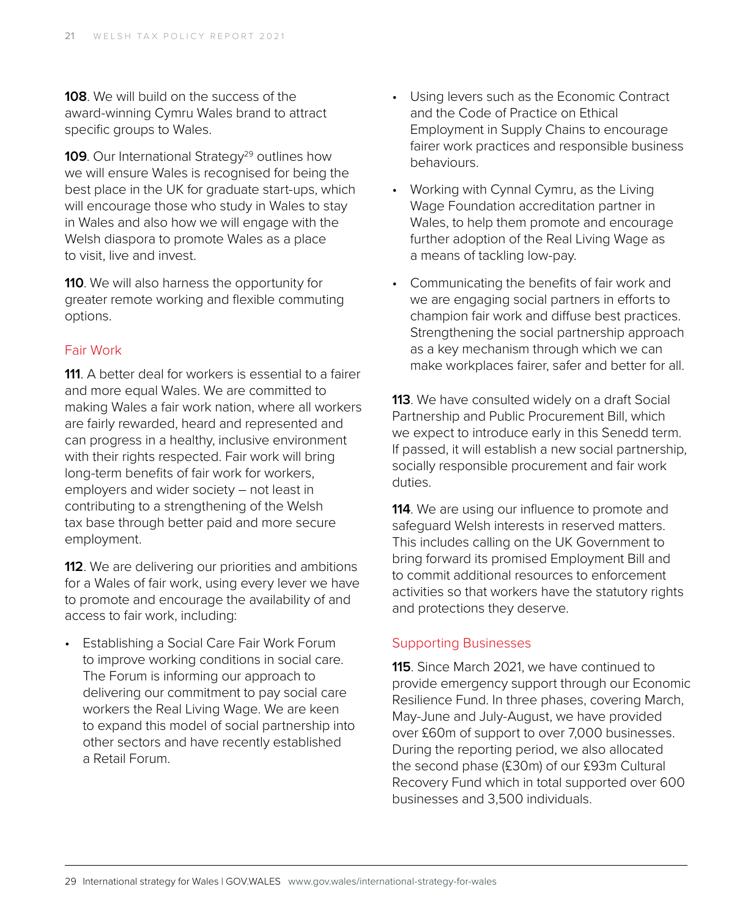**108**. We will build on the success of the award-winning Cymru Wales brand to attract specific groups to Wales.

**109**. Our International Strategy[29] outlines how we will ensure Wales is recognised for being the best place in the UK for graduate start-ups, which will encourage those who study in Wales to stay in Wales and also how we will engage with the Welsh diaspora to promote Wales as a place to visit, live and invest.

**110**. We will also harness the opportunity for greater remote working and flexible commuting options.

## Fair Work

**111**. A better deal for workers is essential to a fairer and more equal Wales. We are committed to making Wales a fair work nation, where all workers are fairly rewarded, heard and represented and can progress in a healthy, inclusive environment with their rights respected. Fair work will bring long-term benefits of fair work for workers, employers and wider society – not least in contributing to a strengthening of the Welsh tax base through better paid and more secure employment.

**112**. We are delivering our priorities and ambitions for a Wales of fair work, using every lever we have to promote and encourage the availability of and access to fair work, including:

- Establishing a Social Care Fair Work Forum to improve working conditions in social care. The Forum is informing our approach to delivering our commitment to pay social care workers the Real Living Wage. We are keen to expand this model of social partnership into other sectors and have recently established a Retail Forum.
- Using levers such as the Economic Contract and the Code of Practice on Ethical Employment in Supply Chains to encourage fairer work practices and responsible business behaviours.
- Working with Cynnal Cymru, as the Living Wage Foundation accreditation partner in Wales, to help them promote and encourage further adoption of the Real Living Wage as a means of tackling low-pay.
- Communicating the benefits of fair work and we are engaging social partners in efforts to champion fair work and diffuse best practices. Strengthening the social partnership approach as a key mechanism through which we can make workplaces fairer, safer and better for all.

**113**. We have consulted widely on a draft Social Partnership and Public Procurement Bill, which we expect to introduce early in this Senedd term. If passed, it will establish a new social partnership, socially responsible procurement and fair work duties.

**114**. We are using our influence to promote and safeguard Welsh interests in reserved matters. This includes calling on the UK Government to bring forward its promised Employment Bill and to commit additional resources to enforcement activities so that workers have the statutory rights and protections they deserve.

## Supporting Businesses

**115**. Since March 2021, we have continued to provide emergency support through our Economic Resilience Fund. In three phases, covering March, May-June and July-August, we have provided over £60m of support to over 7,000 businesses. During the reporting period, we also allocated the second phase (£30m) of our £93m Cultural Recovery Fund which in total supported over 600 businesses and 3,500 individuals.

---

29 International strategy for Wales | GOV.WALES www.gov.wales/international-strategy-for-wales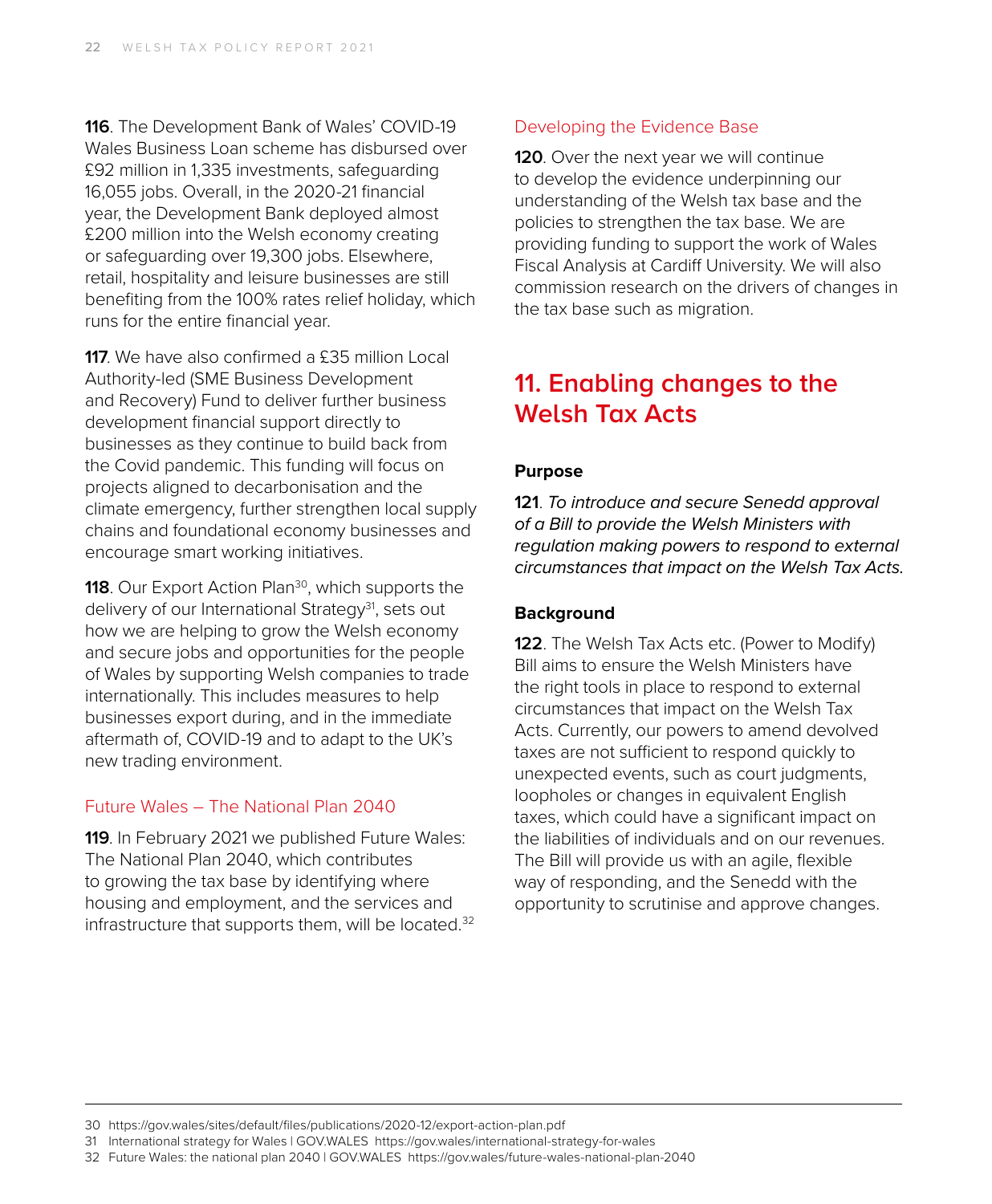**116**. The Development Bank of Wales' COVID-19 Wales Business Loan scheme has disbursed over £92 million in 1,335 investments, safeguarding 16,055 jobs. Overall, in the 2020-21 financial year, the Development Bank deployed almost £200 million into the Welsh economy creating or safeguarding over 19,300 jobs. Elsewhere, retail, hospitality and leisure businesses are still benefiting from the 100% rates relief holiday, which runs for the entire financial year.

**117**. We have also confirmed a £35 million Local Authority-led (SME Business Development and Recovery) Fund to deliver further business development financial support directly to businesses as they continue to build back from the Covid pandemic. This funding will focus on projects aligned to decarbonisation and the climate emergency, further strengthen local supply chains and foundational economy businesses and encourage smart working initiatives.

**118**. Our Export Action Plan[30], which supports the delivery of our International Strategy[31], sets out how we are helping to grow the Welsh economy and secure jobs and opportunities for the people of Wales by supporting Welsh companies to trade internationally. This includes measures to help businesses export during, and in the immediate aftermath of, COVID-19 and to adapt to the UK's new trading environment.

### Future Wales – The National Plan 2040

**119**. In February 2021 we published Future Wales: The National Plan 2040, which contributes to growing the tax base by identifying where housing and employment, and the services and infrastructure that supports them, will be located.[32]

### Developing the Evidence Base

**120**. Over the next year we will continue to develop the evidence underpinning our understanding of the Welsh tax base and the policies to strengthen the tax base. We are providing funding to support the work of Wales Fiscal Analysis at Cardiff University. We will also commission research on the drivers of changes in the tax base such as migration.

## 11. Enabling changes to the Welsh Tax Acts

**Purpose**

**121**. *To introduce and secure Senedd approval of a Bill to provide the Welsh Ministers with regulation making powers to respond to external circumstances that impact on the Welsh Tax Acts.*

**Background**

**122**. The Welsh Tax Acts etc. (Power to Modify) Bill aims to ensure the Welsh Ministers have the right tools in place to respond to external circumstances that impact on the Welsh Tax Acts. Currently, our powers to amend devolved taxes are not sufficient to respond quickly to unexpected events, such as court judgments, loopholes or changes in equivalent English taxes, which could have a significant impact on the liabilities of individuals and on our revenues. The Bill will provide us with an agile, flexible way of responding, and the Senedd with the opportunity to scrutinise and approve changes.

---

30 https://gov.wales/sites/default/files/publications/2020-12/export-action-plan.pdf

31 International strategy for Wales | GOV.WALES https://gov.wales/international-strategy-for-wales

32 Future Wales: the national plan 2040 | GOV.WALES https://gov.wales/future-wales-national-plan-2040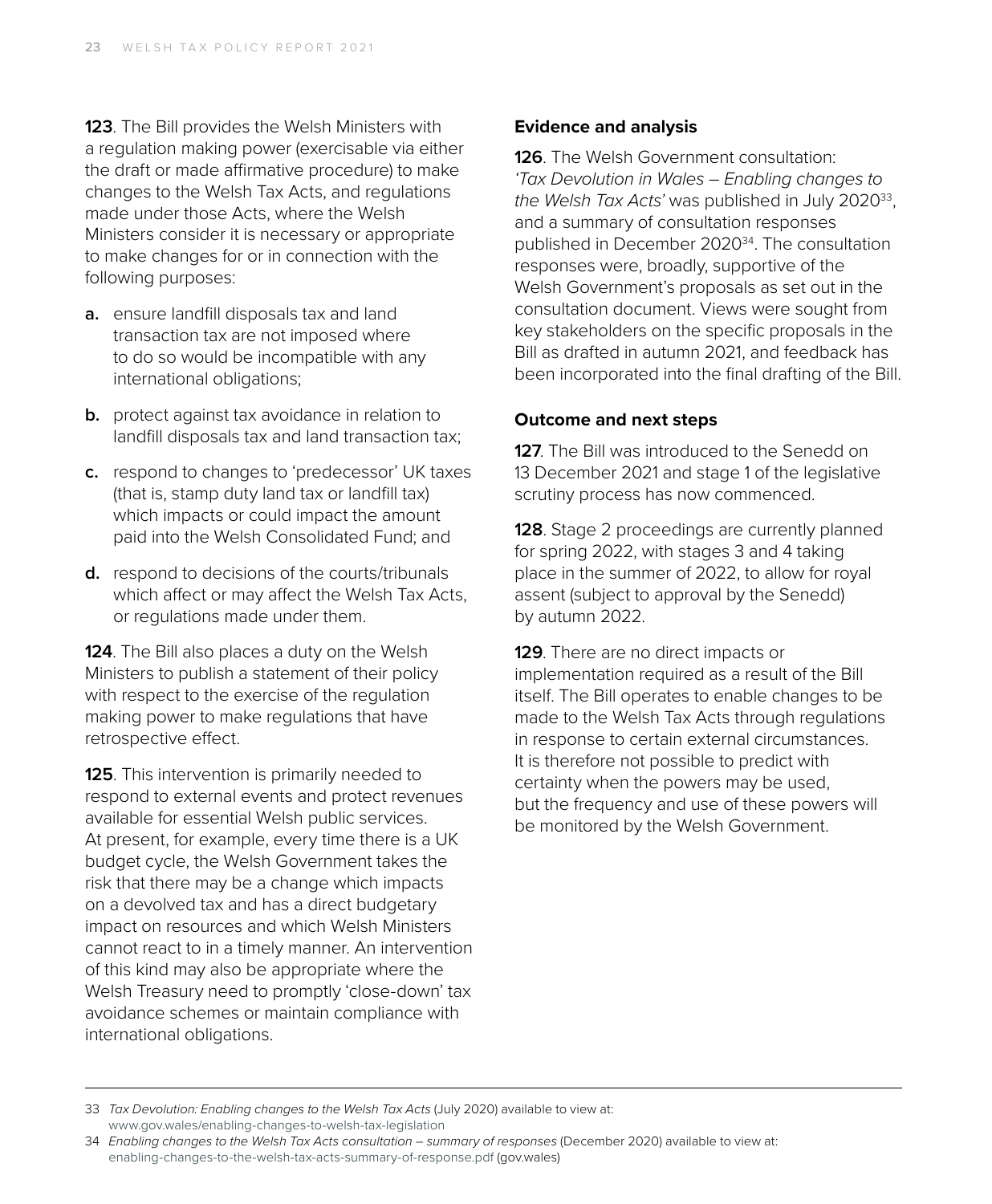**123**. The Bill provides the Welsh Ministers with a regulation making power (exercisable via either the draft or made affirmative procedure) to make changes to the Welsh Tax Acts, and regulations made under those Acts, where the Welsh Ministers consider it is necessary or appropriate to make changes for or in connection with the following purposes:

**a.** ensure landfill disposals tax and land transaction tax are not imposed where to do so would be incompatible with any international obligations;

**b.** protect against tax avoidance in relation to landfill disposals tax and land transaction tax;

**c.** respond to changes to 'predecessor' UK taxes (that is, stamp duty land tax or landfill tax) which impacts or could impact the amount paid into the Welsh Consolidated Fund; and

**d.** respond to decisions of the courts/tribunals which affect or may affect the Welsh Tax Acts, or regulations made under them.

**124**. The Bill also places a duty on the Welsh Ministers to publish a statement of their policy with respect to the exercise of the regulation making power to make regulations that have retrospective effect.

**125**. This intervention is primarily needed to respond to external events and protect revenues available for essential Welsh public services. At present, for example, every time there is a UK budget cycle, the Welsh Government takes the risk that there may be a change which impacts on a devolved tax and has a direct budgetary impact on resources and which Welsh Ministers cannot react to in a timely manner. An intervention of this kind may also be appropriate where the Welsh Treasury need to promptly 'close-down' tax avoidance schemes or maintain compliance with international obligations.

### Evidence and analysis

**126**. The Welsh Government consultation: *'Tax Devolution in Wales – Enabling changes to the Welsh Tax Acts'* was published in July 2020[33], and a summary of consultation responses published in December 2020[34]. The consultation responses were, broadly, supportive of the Welsh Government's proposals as set out in the consultation document. Views were sought from key stakeholders on the specific proposals in the Bill as drafted in autumn 2021, and feedback has been incorporated into the final drafting of the Bill.

### Outcome and next steps

**127**. The Bill was introduced to the Senedd on 13 December 2021 and stage 1 of the legislative scrutiny process has now commenced.

**128**. Stage 2 proceedings are currently planned for spring 2022, with stages 3 and 4 taking place in the summer of 2022, to allow for royal assent (subject to approval by the Senedd) by autumn 2022.

**129**. There are no direct impacts or implementation required as a result of the Bill itself. The Bill operates to enable changes to be made to the Welsh Tax Acts through regulations in response to certain external circumstances. It is therefore not possible to predict with certainty when the powers may be used, but the frequency and use of these powers will be monitored by the Welsh Government.

---

33 *Tax Devolution: Enabling changes to the Welsh Tax Acts* (July 2020) available to view at: www.gov.wales/enabling-changes-to-welsh-tax-legislation

34 *Enabling changes to the Welsh Tax Acts consultation – summary of responses* (December 2020) available to view at: enabling-changes-to-the-welsh-tax-acts-summary-of-response.pdf (gov.wales)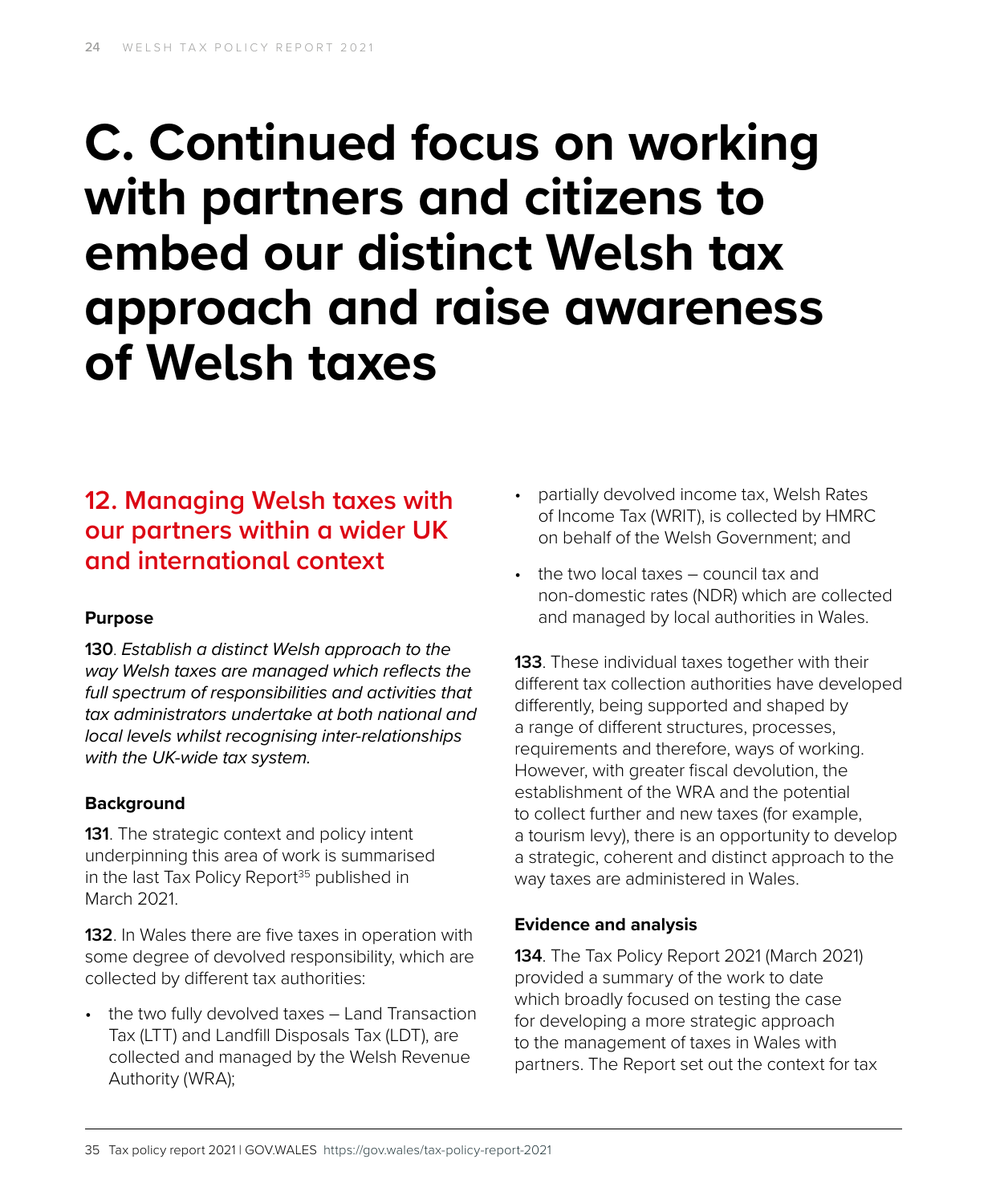# C. Continued focus on working with partners and citizens to embed our distinct Welsh tax approach and raise awareness of Welsh taxes

## 12. Managing Welsh taxes with our partners within a wider UK and international context

### Purpose

**130**. *Establish a distinct Welsh approach to the way Welsh taxes are managed which reflects the full spectrum of responsibilities and activities that tax administrators undertake at both national and local levels whilst recognising inter-relationships with the UK-wide tax system.*

### Background

**131**. The strategic context and policy intent underpinning this area of work is summarised in the last Tax Policy Report[35] published in March 2021.

**132**. In Wales there are five taxes in operation with some degree of devolved responsibility, which are collected by different tax authorities:

- the two fully devolved taxes – Land Transaction Tax (LTT) and Landfill Disposals Tax (LDT), are collected and managed by the Welsh Revenue Authority (WRA);
- partially devolved income tax, Welsh Rates of Income Tax (WRIT), is collected by HMRC on behalf of the Welsh Government; and
- the two local taxes – council tax and non-domestic rates (NDR) which are collected and managed by local authorities in Wales.

**133**. These individual taxes together with their different tax collection authorities have developed differently, being supported and shaped by a range of different structures, processes, requirements and therefore, ways of working. However, with greater fiscal devolution, the establishment of the WRA and the potential to collect further and new taxes (for example, a tourism levy), there is an opportunity to develop a strategic, coherent and distinct approach to the way taxes are administered in Wales.

### Evidence and analysis

**134**. The Tax Policy Report 2021 (March 2021) provided a summary of the work to date which broadly focused on testing the case for developing a more strategic approach to the management of taxes in Wales with partners. The Report set out the context for tax

35 Tax policy report 2021 | GOV.WALES https://gov.wales/tax-policy-report-2021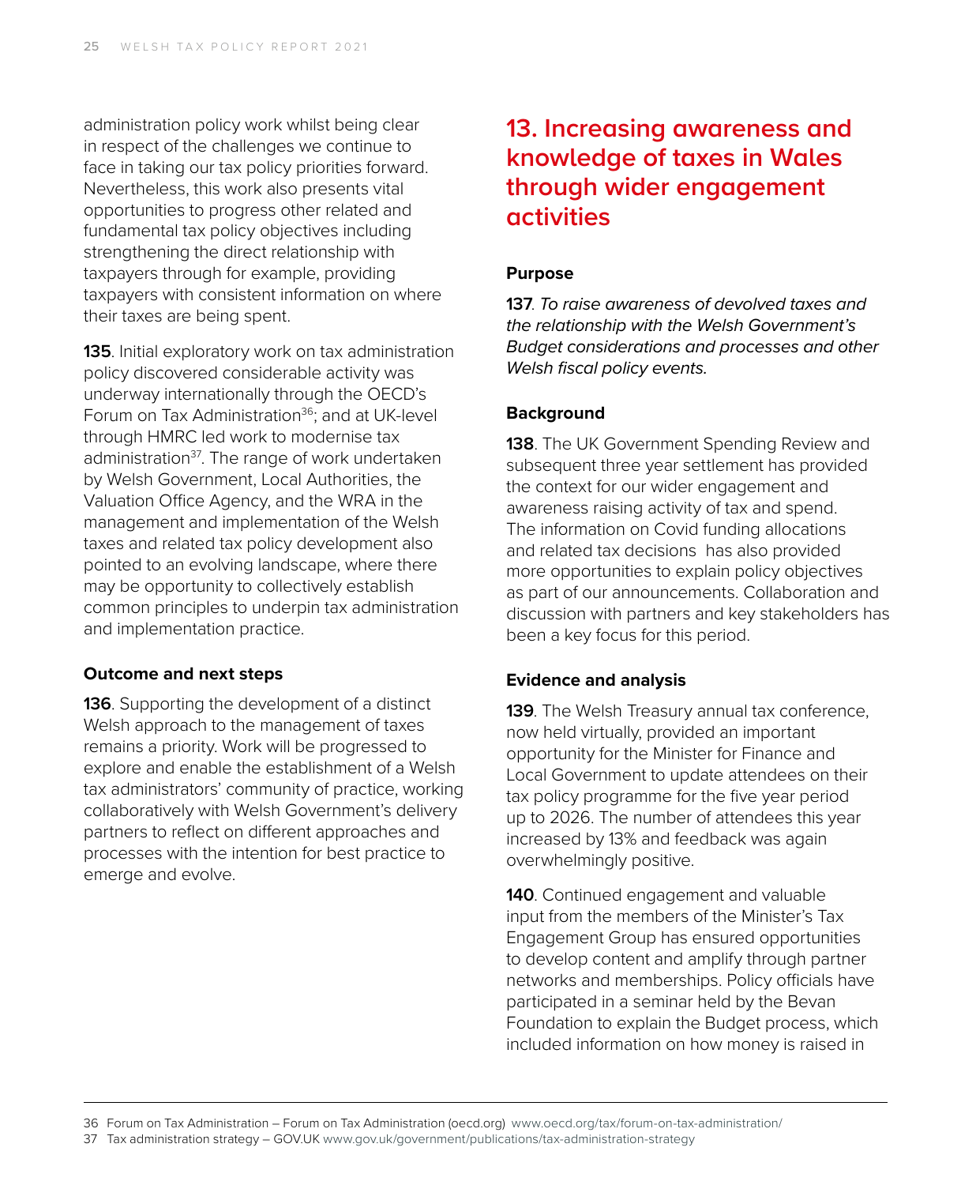administration policy work whilst being clear in respect of the challenges we continue to face in taking our tax policy priorities forward. Nevertheless, this work also presents vital opportunities to progress other related and fundamental tax policy objectives including strengthening the direct relationship with taxpayers through for example, providing taxpayers with consistent information on where their taxes are being spent.

**135**. Initial exploratory work on tax administration policy discovered considerable activity was underway internationally through the OECD's Forum on Tax Administration[36]; and at UK-level through HMRC led work to modernise tax administration[37]. The range of work undertaken by Welsh Government, Local Authorities, the Valuation Office Agency, and the WRA in the management and implementation of the Welsh taxes and related tax policy development also pointed to an evolving landscape, where there may be opportunity to collectively establish common principles to underpin tax administration and implementation practice.

### Outcome and next steps

**136**. Supporting the development of a distinct Welsh approach to the management of taxes remains a priority. Work will be progressed to explore and enable the establishment of a Welsh tax administrators' community of practice, working collaboratively with Welsh Government's delivery partners to reflect on different approaches and processes with the intention for best practice to emerge and evolve.

## 13. Increasing awareness and knowledge of taxes in Wales through wider engagement activities

### Purpose

**137**. *To raise awareness of devolved taxes and the relationship with the Welsh Government's Budget considerations and processes and other Welsh fiscal policy events.*

### Background

**138**. The UK Government Spending Review and subsequent three year settlement has provided the context for our wider engagement and awareness raising activity of tax and spend. The information on Covid funding allocations and related tax decisions has also provided more opportunities to explain policy objectives as part of our announcements. Collaboration and discussion with partners and key stakeholders has been a key focus for this period.

### Evidence and analysis

**139**. The Welsh Treasury annual tax conference, now held virtually, provided an important opportunity for the Minister for Finance and Local Government to update attendees on their tax policy programme for the five year period up to 2026. The number of attendees this year increased by 13% and feedback was again overwhelmingly positive.

**140**. Continued engagement and valuable input from the members of the Minister's Tax Engagement Group has ensured opportunities to develop content and amplify through partner networks and memberships. Policy officials have participated in a seminar held by the Bevan Foundation to explain the Budget process, which included information on how money is raised in

---

36 Forum on Tax Administration – Forum on Tax Administration (oecd.org) www.oecd.org/tax/forum-on-tax-administration/

37 Tax administration strategy – GOV.UK www.gov.uk/government/publications/tax-administration-strategy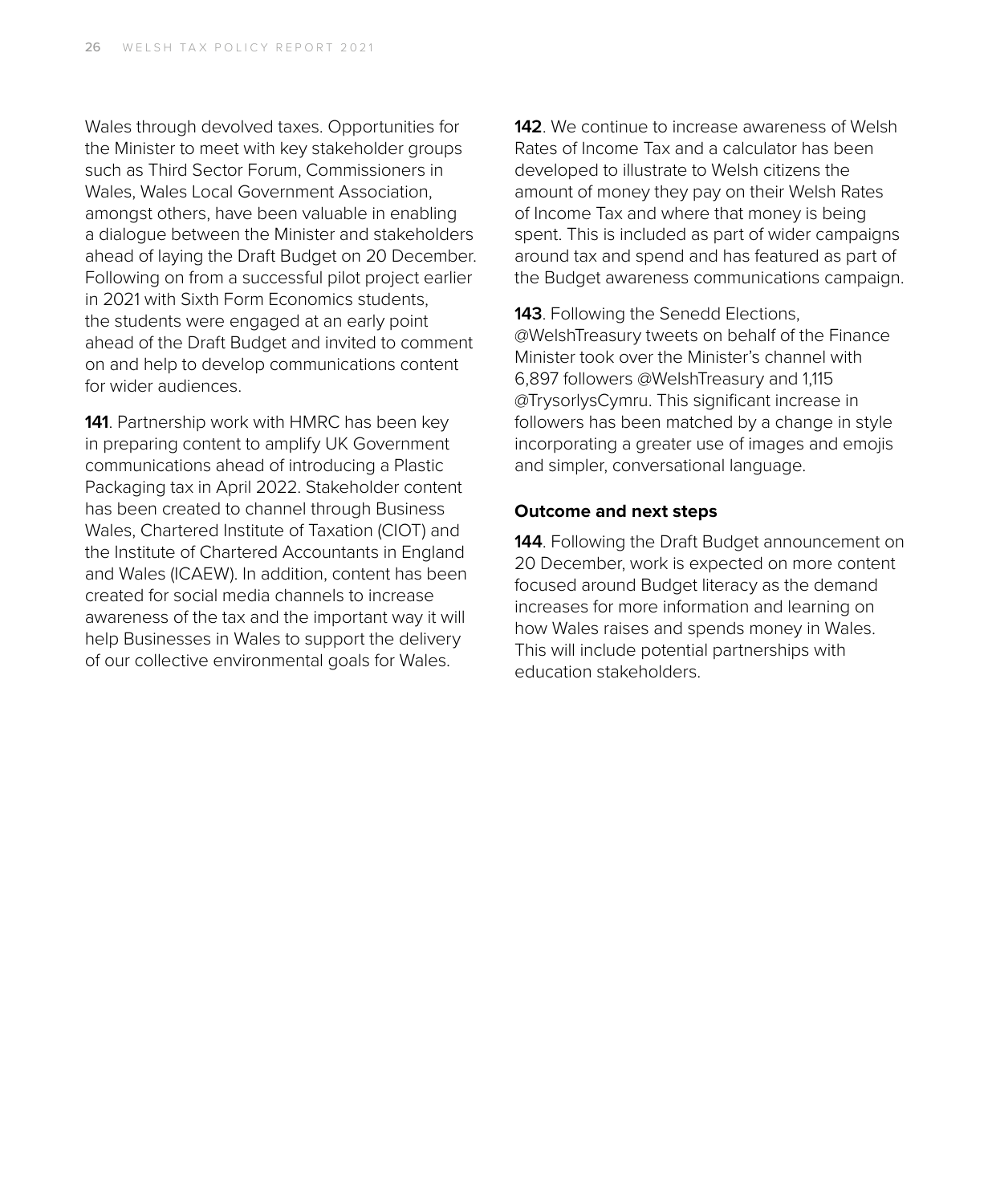Wales through devolved taxes. Opportunities for the Minister to meet with key stakeholder groups such as Third Sector Forum, Commissioners in Wales, Wales Local Government Association, amongst others, have been valuable in enabling a dialogue between the Minister and stakeholders ahead of laying the Draft Budget on 20 December. Following on from a successful pilot project earlier in 2021 with Sixth Form Economics students, the students were engaged at an early point ahead of the Draft Budget and invited to comment on and help to develop communications content for wider audiences.

**141**. Partnership work with HMRC has been key in preparing content to amplify UK Government communications ahead of introducing a Plastic Packaging tax in April 2022. Stakeholder content has been created to channel through Business Wales, Chartered Institute of Taxation (CIOT) and the Institute of Chartered Accountants in England and Wales (ICAEW). In addition, content has been created for social media channels to increase awareness of the tax and the important way it will help Businesses in Wales to support the delivery of our collective environmental goals for Wales.

**142**. We continue to increase awareness of Welsh Rates of Income Tax and a calculator has been developed to illustrate to Welsh citizens the amount of money they pay on their Welsh Rates of Income Tax and where that money is being spent. This is included as part of wider campaigns around tax and spend and has featured as part of the Budget awareness communications campaign.

**143**. Following the Senedd Elections, @WelshTreasury tweets on behalf of the Finance Minister took over the Minister's channel with 6,897 followers @WelshTreasury and 1,115 @TrysorlysCymru. This significant increase in followers has been matched by a change in style incorporating a greater use of images and emojis and simpler, conversational language.

### Outcome and next steps

**144**. Following the Draft Budget announcement on 20 December, work is expected on more content focused around Budget literacy as the demand increases for more information and learning on how Wales raises and spends money in Wales. This will include potential partnerships with education stakeholders.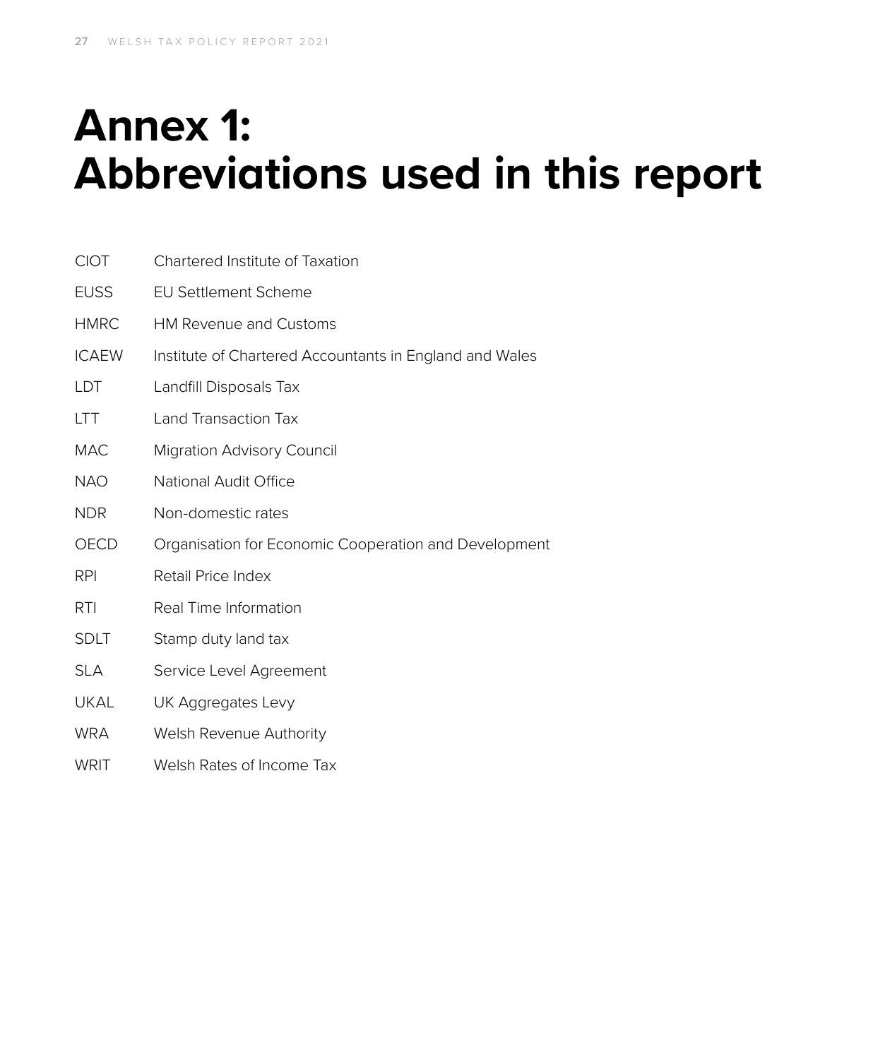# Annex 1: Abbreviations used in this report

| | |
|---|---|
| CIOT | Chartered Institute of Taxation |
| EUSS | EU Settlement Scheme |
| HMRC | HM Revenue and Customs |
| ICAEW | Institute of Chartered Accountants in England and Wales |
| LDT | Landfill Disposals Tax |
| LTT | Land Transaction Tax |
| MAC | Migration Advisory Council |
| NAO | National Audit Office |
| NDR | Non-domestic rates |
| OECD | Organisation for Economic Cooperation and Development |
| RPI | Retail Price Index |
| RTI | Real Time Information |
| SDLT | Stamp duty land tax |
| SLA | Service Level Agreement |
| UKAL | UK Aggregates Levy |
| WRA | Welsh Revenue Authority |
| WRIT | Welsh Rates of Income Tax |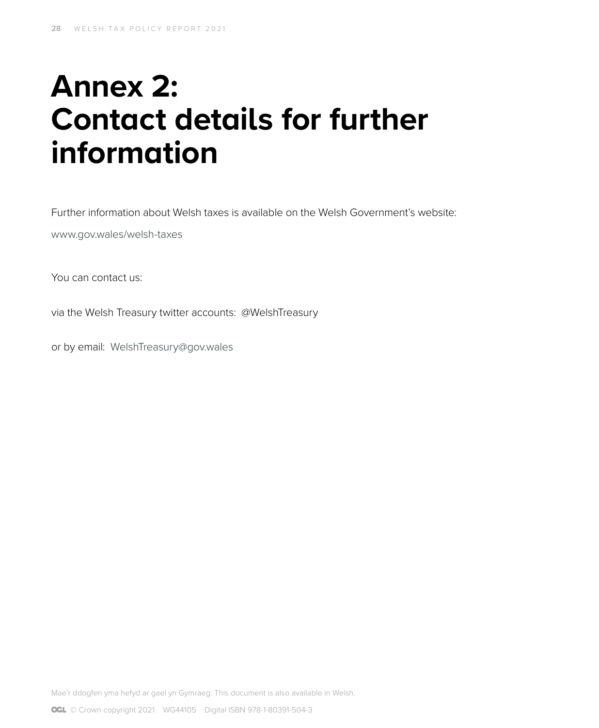# Annex 2: Contact details for further information

Further information about Welsh taxes is available on the Welsh Government's website:

www.gov.wales/welsh-taxes

You can contact us:

via the Welsh Treasury twitter accounts: @WelshTreasury

or by email: WelshTreasury@gov.wales

Mae'r ddogfen yma hefyd ar gael yn Gymraeg. This document is also available in Welsh.

OGL © Crown copyright 2021 WG44105 Digital ISBN 978-1-80391-504-3